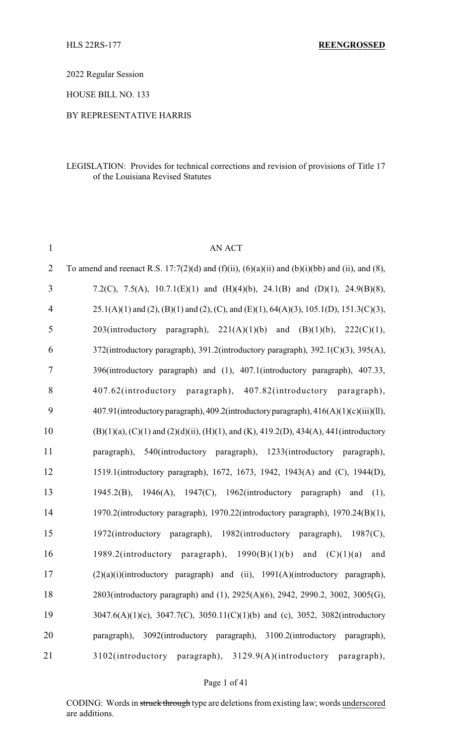HLS 22RS-177 **REENGROSSED**

2022 Regular Session

HOUSE BILL NO. 133

BY REPRESENTATIVE HARRIS

LEGISLATION: Provides for technical corrections and revision of provisions of Title 17 of the Louisiana Revised Statutes

AN ACT

To amend and reenact R.S. 17:7(2)(d) and (f)(ii), (6)(a)(ii) and (b)(i)(bb) and (ii), and (8), 7.2(C), 7.5(A), 10.7.1(E)(1) and (H)(4)(b), 24.1(B) and (D)(1), 24.9(B)(8), 25.1(A)(1) and (2), (B)(1) and (2), (C), and (E)(1), 64(A)(3), 105.1(D), 151.3(C)(3), 203(introductory paragraph), 221(A)(1)(b) and (B)(1)(b), 222(C)(1), 372(introductory paragraph), 391.2(introductory paragraph), 392.1(C)(3), 395(A), 396(introductory paragraph) and (1), 407.1(introductory paragraph), 407.33, 407.62(introductory paragraph), 407.82(introductory paragraph), 407.91(introductory paragraph), 409.2(introductory paragraph), 416(A)(1)(c)(iii)(ll), (B)(1)(a), (C)(1) and (2)(d)(ii), (H)(1), and (K), 419.2(D), 434(A), 441(introductory paragraph), 540(introductory paragraph), 1233(introductory paragraph), 1519.1(introductory paragraph), 1672, 1673, 1942, 1943(A) and (C), 1944(D), 1945.2(B), 1946(A), 1947(C), 1962(introductory paragraph) and (1), 1970.2(introductory paragraph), 1970.22(introductory paragraph), 1970.24(B)(1), 1972(introductory paragraph), 1982(introductory paragraph), 1987(C), 1989.2(introductory paragraph), 1990(B)(1)(b) and (C)(1)(a) and (2)(a)(i)(introductory paragraph) and (ii), 1991(A)(introductory paragraph), 2803(introductory paragraph) and (1), 2925(A)(6), 2942, 2990.2, 3002, 3005(G), 3047.6(A)(1)(c), 3047.7(C), 3050.11(C)(1)(b) and (c), 3052, 3082(introductory paragraph), 3092(introductory paragraph), 3100.2(introductory paragraph), 3102(introductory paragraph), 3129.9(A)(introductory paragraph),

CODING: Words in ~~struck through~~ type are deletions from existing law; words underscored are additions.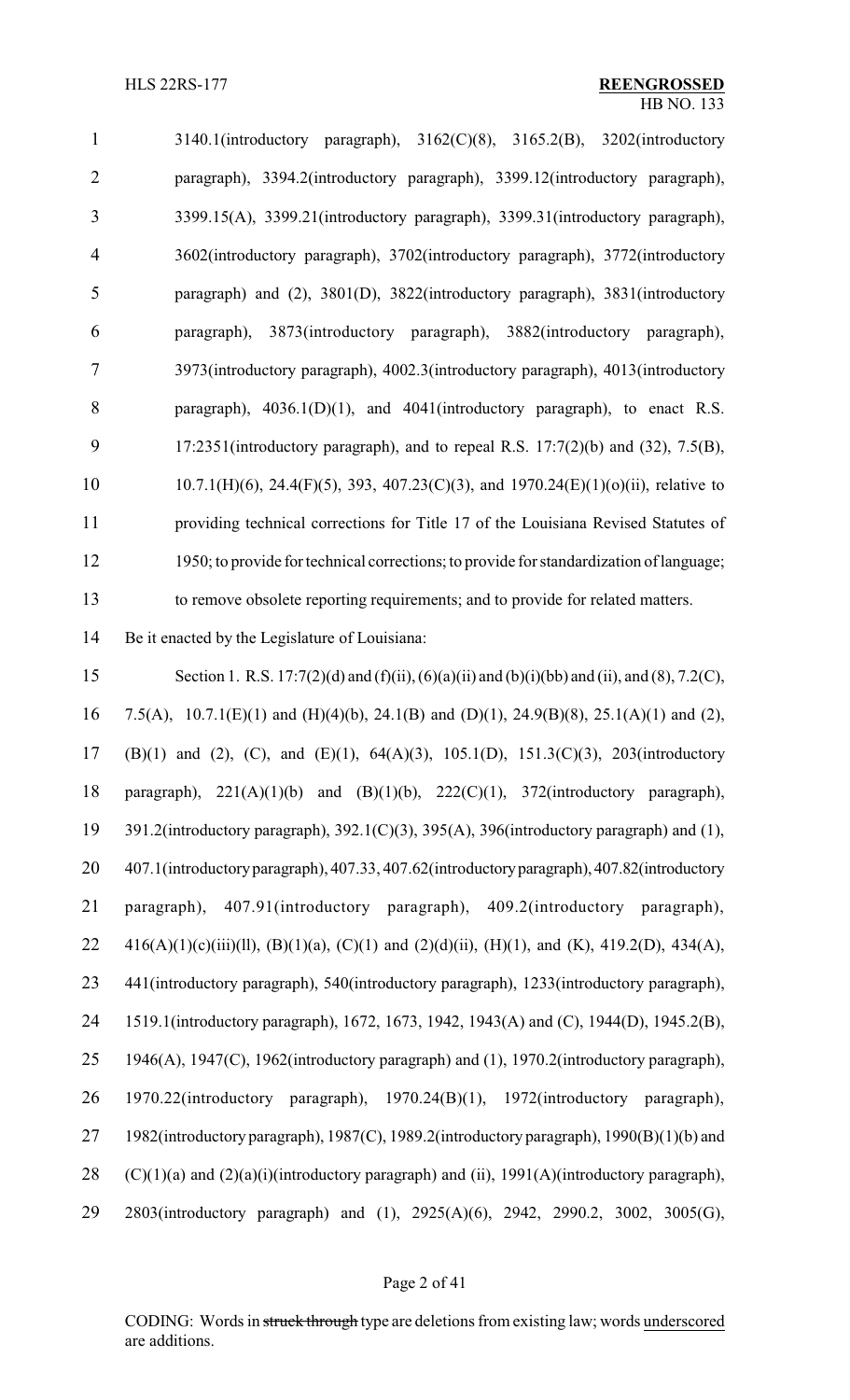3140.1(introductory paragraph), 3162(C)(8), 3165.2(B), 3202(introductory paragraph), 3394.2(introductory paragraph), 3399.12(introductory paragraph), 3399.15(A), 3399.21(introductory paragraph), 3399.31(introductory paragraph), 3602(introductory paragraph), 3702(introductory paragraph), 3772(introductory paragraph) and (2), 3801(D), 3822(introductory paragraph), 3831(introductory paragraph), 3873(introductory paragraph), 3882(introductory paragraph), 3973(introductory paragraph), 4002.3(introductory paragraph), 4013(introductory paragraph), 4036.1(D)(1), and 4041(introductory paragraph), to enact R.S. 17:2351(introductory paragraph), and to repeal R.S. 17:7(2)(b) and (32), 7.5(B), 10.7.1(H)(6), 24.4(F)(5), 393, 407.23(C)(3), and 1970.24(E)(1)(o)(ii), relative to providing technical corrections for Title 17 of the Louisiana Revised Statutes of 1950; to provide for technical corrections; to provide for standardization of language; to remove obsolete reporting requirements; and to provide for related matters.

Be it enacted by the Legislature of Louisiana:

Section 1. R.S. 17:7(2)(d) and (f)(ii), (6)(a)(ii) and (b)(i)(bb) and (ii), and (8), 7.2(C), 7.5(A), 10.7.1(E)(1) and (H)(4)(b), 24.1(B) and (D)(1), 24.9(B)(8), 25.1(A)(1) and (2), (B)(1) and (2), (C), and (E)(1), 64(A)(3), 105.1(D), 151.3(C)(3), 203(introductory paragraph), 221(A)(1)(b) and (B)(1)(b), 222(C)(1), 372(introductory paragraph), 391.2(introductory paragraph), 392.1(C)(3), 395(A), 396(introductory paragraph) and (1), 407.1(introductory paragraph), 407.33, 407.62(introductory paragraph), 407.82(introductory paragraph), 407.91(introductory paragraph), 409.2(introductory paragraph), 416(A)(1)(c)(iii)(ll), (B)(1)(a), (C)(1) and (2)(d)(ii), (H)(1), and (K), 419.2(D), 434(A), 441(introductory paragraph), 540(introductory paragraph), 1233(introductory paragraph), 1519.1(introductory paragraph), 1672, 1673, 1942, 1943(A) and (C), 1944(D), 1945.2(B), 1946(A), 1947(C), 1962(introductory paragraph) and (1), 1970.2(introductory paragraph), 1970.22(introductory paragraph), 1970.24(B)(1), 1972(introductory paragraph), 1982(introductory paragraph), 1987(C), 1989.2(introductory paragraph), 1990(B)(1)(b) and (C)(1)(a) and (2)(a)(i)(introductory paragraph) and (ii), 1991(A)(introductory paragraph), 2803(introductory paragraph) and (1), 2925(A)(6), 2942, 2990.2, 3002, 3005(G),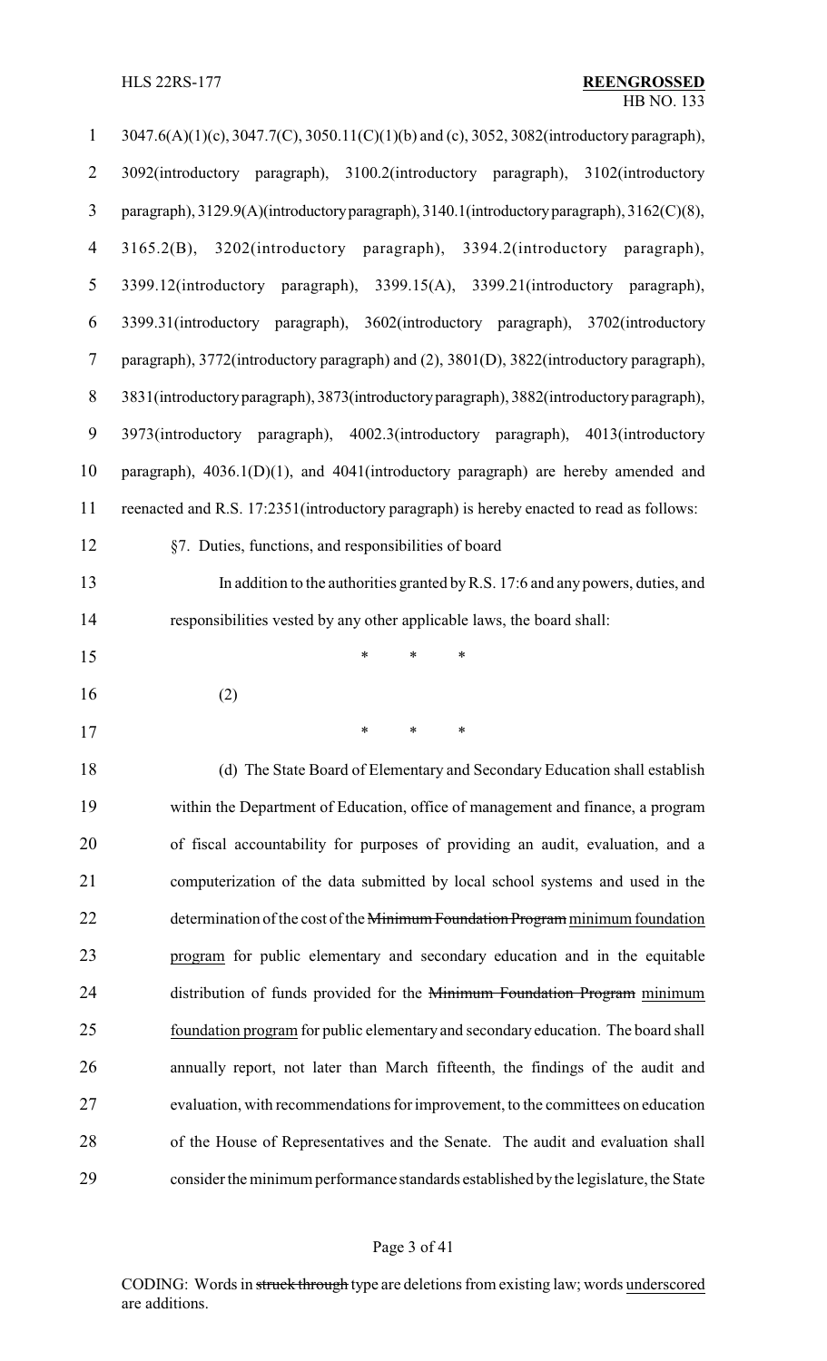3047.6(A)(1)(c), 3047.7(C), 3050.11(C)(1)(b) and (c), 3052, 3082(introductory paragraph), 3092(introductory paragraph), 3100.2(introductory paragraph), 3102(introductory paragraph), 3129.9(A)(introductory paragraph), 3140.1(introductory paragraph), 3162(C)(8), 3165.2(B), 3202(introductory paragraph), 3394.2(introductory paragraph), 3399.12(introductory paragraph), 3399.15(A), 3399.21(introductory paragraph), 3399.31(introductory paragraph), 3602(introductory paragraph), 3702(introductory paragraph), 3772(introductory paragraph) and (2), 3801(D), 3822(introductory paragraph), 3831(introductory paragraph), 3873(introductory paragraph), 3882(introductory paragraph), 3973(introductory paragraph), 4002.3(introductory paragraph), 4013(introductory paragraph), 4036.1(D)(1), and 4041(introductory paragraph) are hereby amended and reenacted and R.S. 17:2351(introductory paragraph) is hereby enacted to read as follows:

§7. Duties, functions, and responsibilities of board

In addition to the authorities granted by R.S. 17:6 and any powers, duties, and responsibilities vested by any other applicable laws, the board shall:

\* \* \*

(2)

\* \* \*

(d) The State Board of Elementary and Secondary Education shall establish within the Department of Education, office of management and finance, a program of fiscal accountability for purposes of providing an audit, evaluation, and a computerization of the data submitted by local school systems and used in the determination of the cost of the ~~Minimum Foundation Program~~ minimum foundation program for public elementary and secondary education and in the equitable distribution of funds provided for the ~~Minimum Foundation Program~~ minimum foundation program for public elementary and secondary education. The board shall annually report, not later than March fifteenth, the findings of the audit and evaluation, with recommendations for improvement, to the committees on education of the House of Representatives and the Senate. The audit and evaluation shall consider the minimum performance standards established by the legislature, the State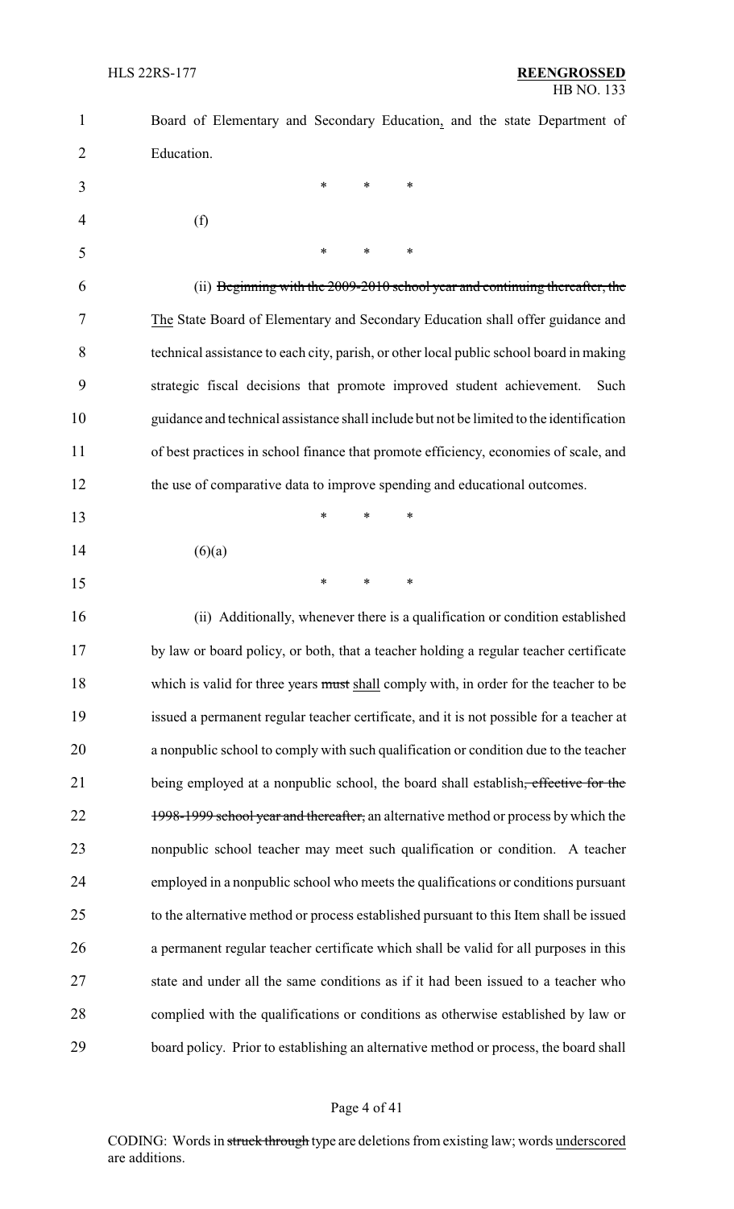Board of Elementary and Secondary Education, and the state Department of Education.

\* \* \*

(f)

\* \* \*

(ii) ~~Beginning with the 2009-2010 school year and continuing thereafter, the~~ The State Board of Elementary and Secondary Education shall offer guidance and technical assistance to each city, parish, or other local public school board in making strategic fiscal decisions that promote improved student achievement. Such guidance and technical assistance shall include but not be limited to the identification of best practices in school finance that promote efficiency, economies of scale, and the use of comparative data to improve spending and educational outcomes.

\* \* \*

(6)(a)

\* \* \*

(ii) Additionally, whenever there is a qualification or condition established by law or board policy, or both, that a teacher holding a regular teacher certificate which is valid for three years ~~must~~ shall comply with, in order for the teacher to be issued a permanent regular teacher certificate, and it is not possible for a teacher at a nonpublic school to comply with such qualification or condition due to the teacher being employed at a nonpublic school, the board shall establish~~, effective for the 1998-1999 school year and thereafter,~~ an alternative method or process by which the nonpublic school teacher may meet such qualification or condition. A teacher employed in a nonpublic school who meets the qualifications or conditions pursuant to the alternative method or process established pursuant to this Item shall be issued a permanent regular teacher certificate which shall be valid for all purposes in this state and under all the same conditions as if it had been issued to a teacher who complied with the qualifications or conditions as otherwise established by law or board policy. Prior to establishing an alternative method or process, the board shall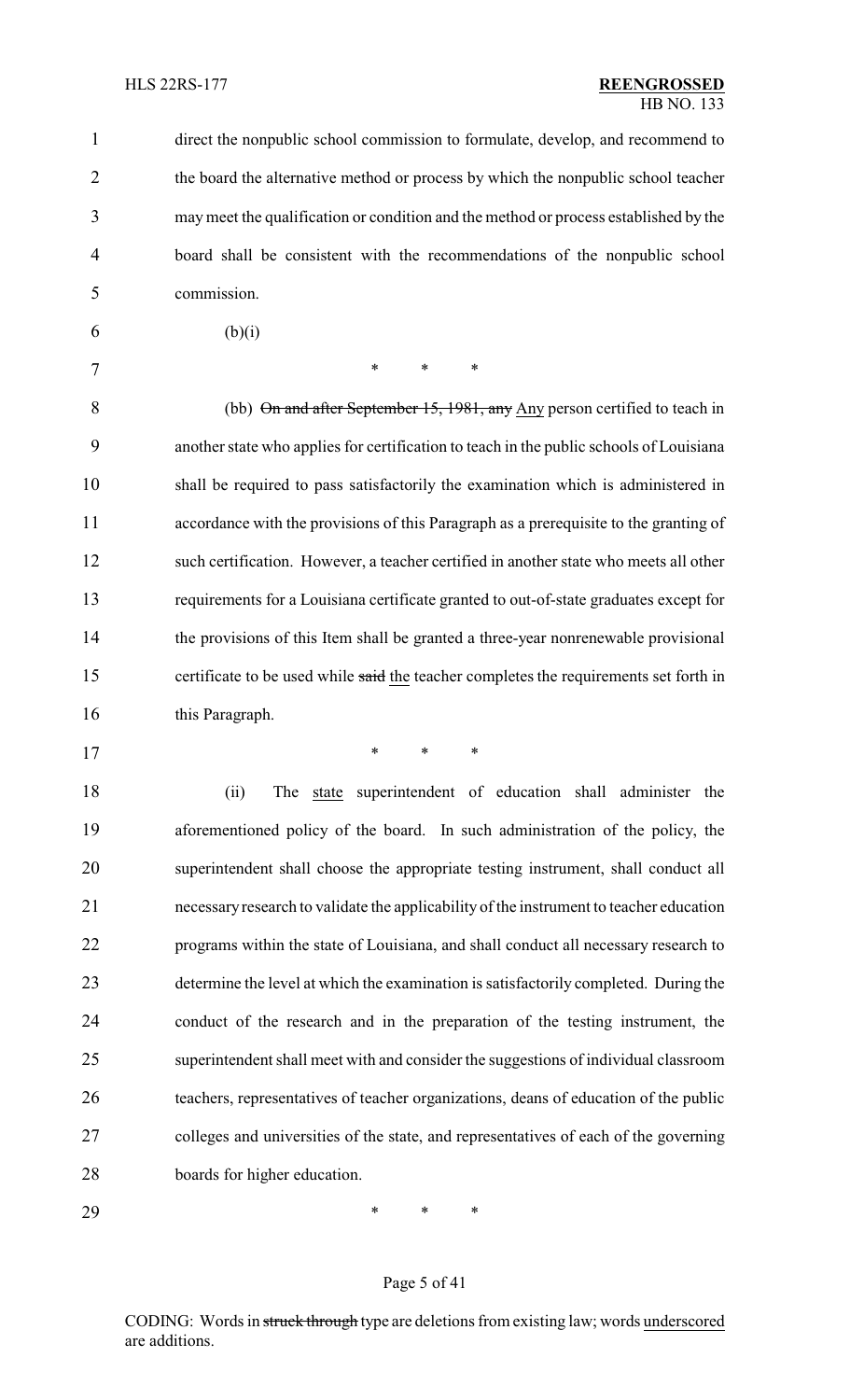direct the nonpublic school commission to formulate, develop, and recommend to the board the alternative method or process by which the nonpublic school teacher may meet the qualification or condition and the method or process established by the board shall be consistent with the recommendations of the nonpublic school commission.

(b)(i)

\* \* \*

(bb) ~~On and after September 15, 1981, any~~ <u>Any</u> person certified to teach in another state who applies for certification to teach in the public schools of Louisiana shall be required to pass satisfactorily the examination which is administered in accordance with the provisions of this Paragraph as a prerequisite to the granting of such certification. However, a teacher certified in another state who meets all other requirements for a Louisiana certificate granted to out-of-state graduates except for the provisions of this Item shall be granted a three-year nonrenewable provisional certificate to be used while ~~said~~ <u>the</u> teacher completes the requirements set forth in this Paragraph.

\* \* \*

(ii) The <u>state</u> superintendent of education shall administer the aforementioned policy of the board. In such administration of the policy, the superintendent shall choose the appropriate testing instrument, shall conduct all necessary research to validate the applicability of the instrument to teacher education programs within the state of Louisiana, and shall conduct all necessary research to determine the level at which the examination is satisfactorily completed. During the conduct of the research and in the preparation of the testing instrument, the superintendent shall meet with and consider the suggestions of individual classroom teachers, representatives of teacher organizations, deans of education of the public colleges and universities of the state, and representatives of each of the governing boards for higher education.

\* \* \*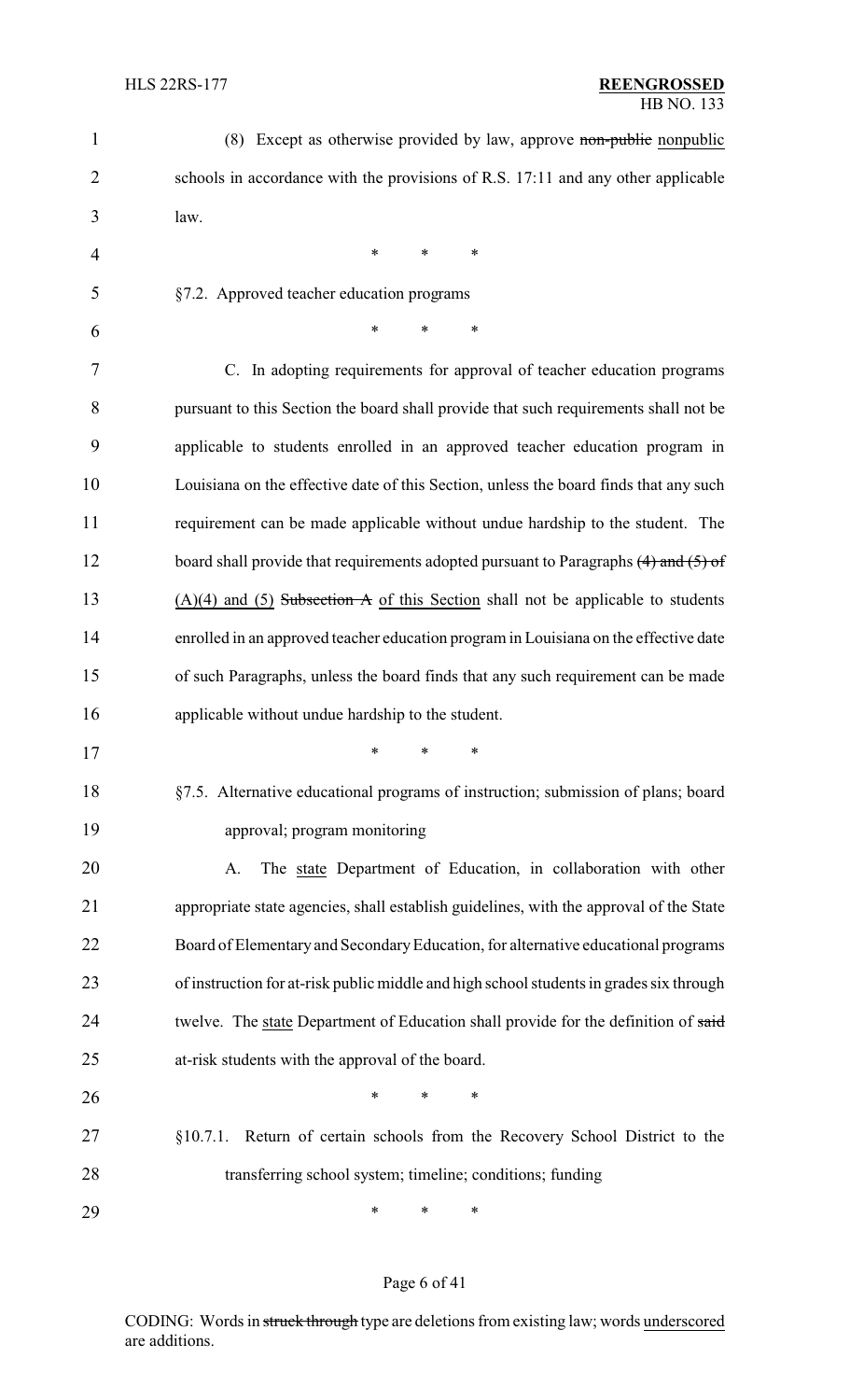(8) Except as otherwise provided by law, approve ~~non-public~~ nonpublic schools in accordance with the provisions of R.S. 17:11 and any other applicable law.

\* \* \*

§7.2. Approved teacher education programs

\* \* \*

C. In adopting requirements for approval of teacher education programs pursuant to this Section the board shall provide that such requirements shall not be applicable to students enrolled in an approved teacher education program in Louisiana on the effective date of this Section, unless the board finds that any such requirement can be made applicable without undue hardship to the student. The board shall provide that requirements adopted pursuant to Paragraphs ~~(4) and (5) of~~ (A)(4) and (5) ~~Subsection A~~ of this Section shall not be applicable to students enrolled in an approved teacher education program in Louisiana on the effective date of such Paragraphs, unless the board finds that any such requirement can be made applicable without undue hardship to the student.

\* \* \*

§7.5. Alternative educational programs of instruction; submission of plans; board approval; program monitoring

A. The state Department of Education, in collaboration with other appropriate state agencies, shall establish guidelines, with the approval of the State Board of Elementary and Secondary Education, for alternative educational programs of instruction for at-risk public middle and high school students in grades six through twelve. The state Department of Education shall provide for the definition of ~~said~~ at-risk students with the approval of the board.

\* \* \*

§10.7.1. Return of certain schools from the Recovery School District to the transferring school system; timeline; conditions; funding

\* \* \*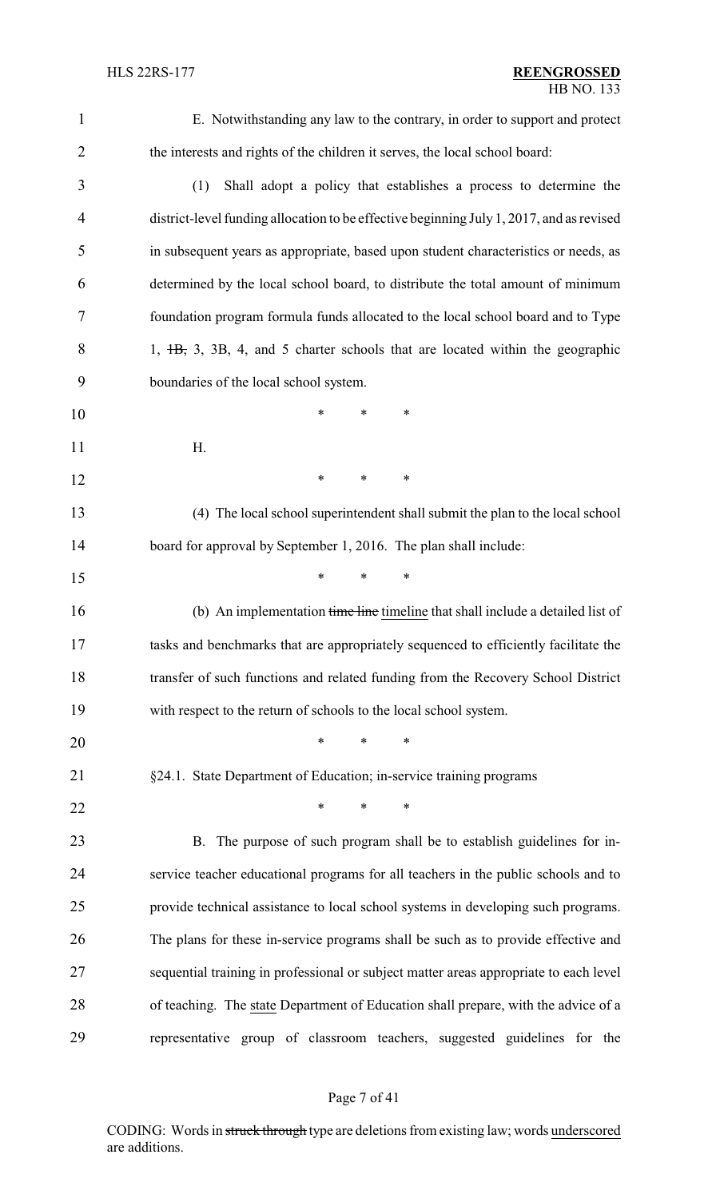E. Notwithstanding any law to the contrary, in order to support and protect the interests and rights of the children it serves, the local school board:

(1) Shall adopt a policy that establishes a process to determine the district-level funding allocation to be effective beginning July 1, 2017, and as revised in subsequent years as appropriate, based upon student characteristics or needs, as determined by the local school board, to distribute the total amount of minimum foundation program formula funds allocated to the local school board and to Type 1, ~~1B,~~ 3, 3B, 4, and 5 charter schools that are located within the geographic boundaries of the local school system.

\* \* \*

H.

\* \* \*

(4) The local school superintendent shall submit the plan to the local school board for approval by September 1, 2016. The plan shall include:

\* \* \*

(b) An implementation ~~time line~~ timeline that shall include a detailed list of tasks and benchmarks that are appropriately sequenced to efficiently facilitate the transfer of such functions and related funding from the Recovery School District with respect to the return of schools to the local school system.

\* \* \*

§24.1. State Department of Education; in-service training programs

\* \* \*

B. The purpose of such program shall be to establish guidelines for in-service teacher educational programs for all teachers in the public schools and to provide technical assistance to local school systems in developing such programs. The plans for these in-service programs shall be such as to provide effective and sequential training in professional or subject matter areas appropriate to each level of teaching. The state Department of Education shall prepare, with the advice of a representative group of classroom teachers, suggested guidelines for the

CODING: Words in ~~struck through~~ type are deletions from existing law; words underscored are additions.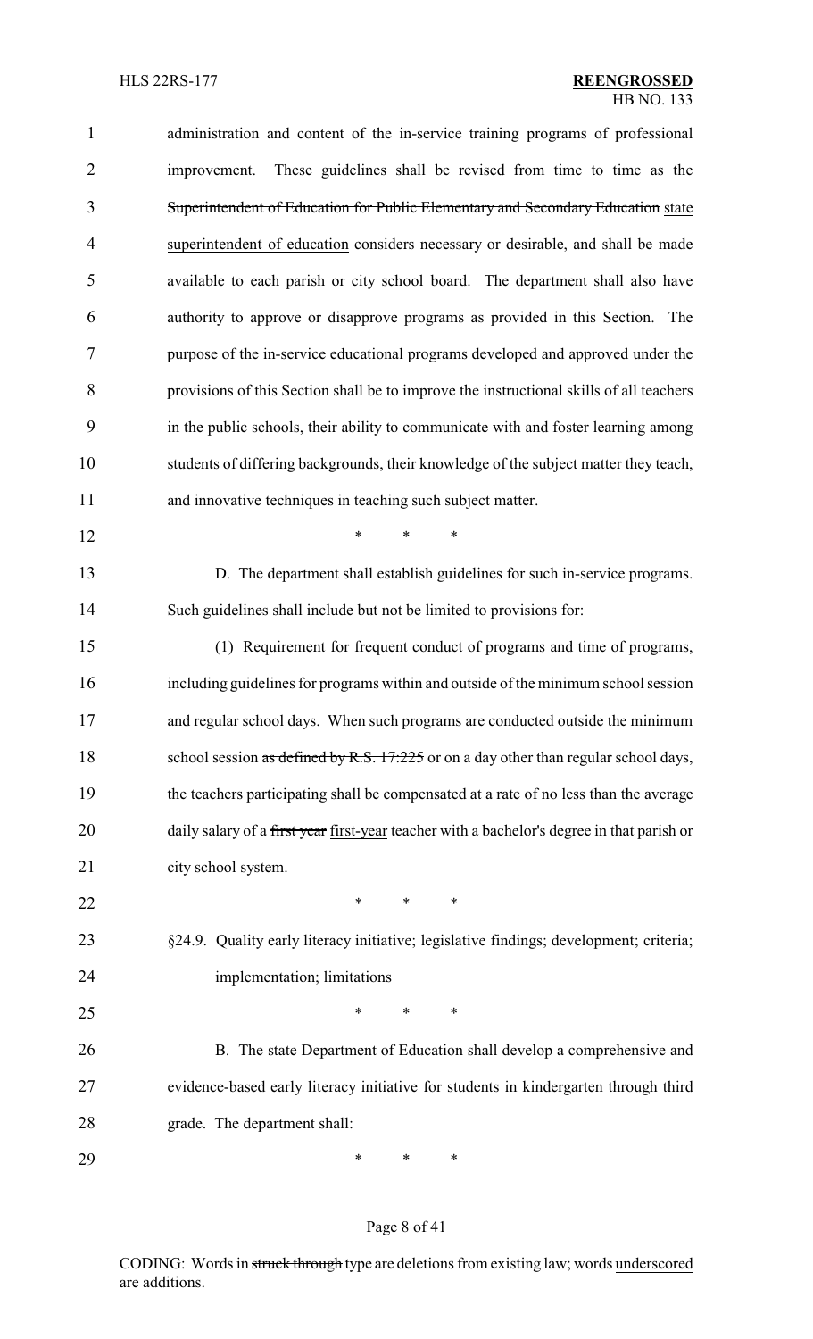administration and content of the in-service training programs of professional improvement. These guidelines shall be revised from time to time as the ~~Superintendent of Education for Public Elementary and Secondary Education~~ state superintendent of education considers necessary or desirable, and shall be made available to each parish or city school board. The department shall also have authority to approve or disapprove programs as provided in this Section. The purpose of the in-service educational programs developed and approved under the provisions of this Section shall be to improve the instructional skills of all teachers in the public schools, their ability to communicate with and foster learning among students of differing backgrounds, their knowledge of the subject matter they teach, and innovative techniques in teaching such subject matter.

\* \* \*

D. The department shall establish guidelines for such in-service programs. Such guidelines shall include but not be limited to provisions for:

(1) Requirement for frequent conduct of programs and time of programs, including guidelines for programs within and outside of the minimum school session and regular school days. When such programs are conducted outside the minimum school session ~~as defined by R.S. 17:225~~ or on a day other than regular school days, the teachers participating shall be compensated at a rate of no less than the average daily salary of a ~~first year~~ first-year teacher with a bachelor's degree in that parish or city school system.

\* \* \*

§24.9. Quality early literacy initiative; legislative findings; development; criteria; implementation; limitations

\* \* \*

B. The state Department of Education shall develop a comprehensive and evidence-based early literacy initiative for students in kindergarten through third grade. The department shall:

\* \* \*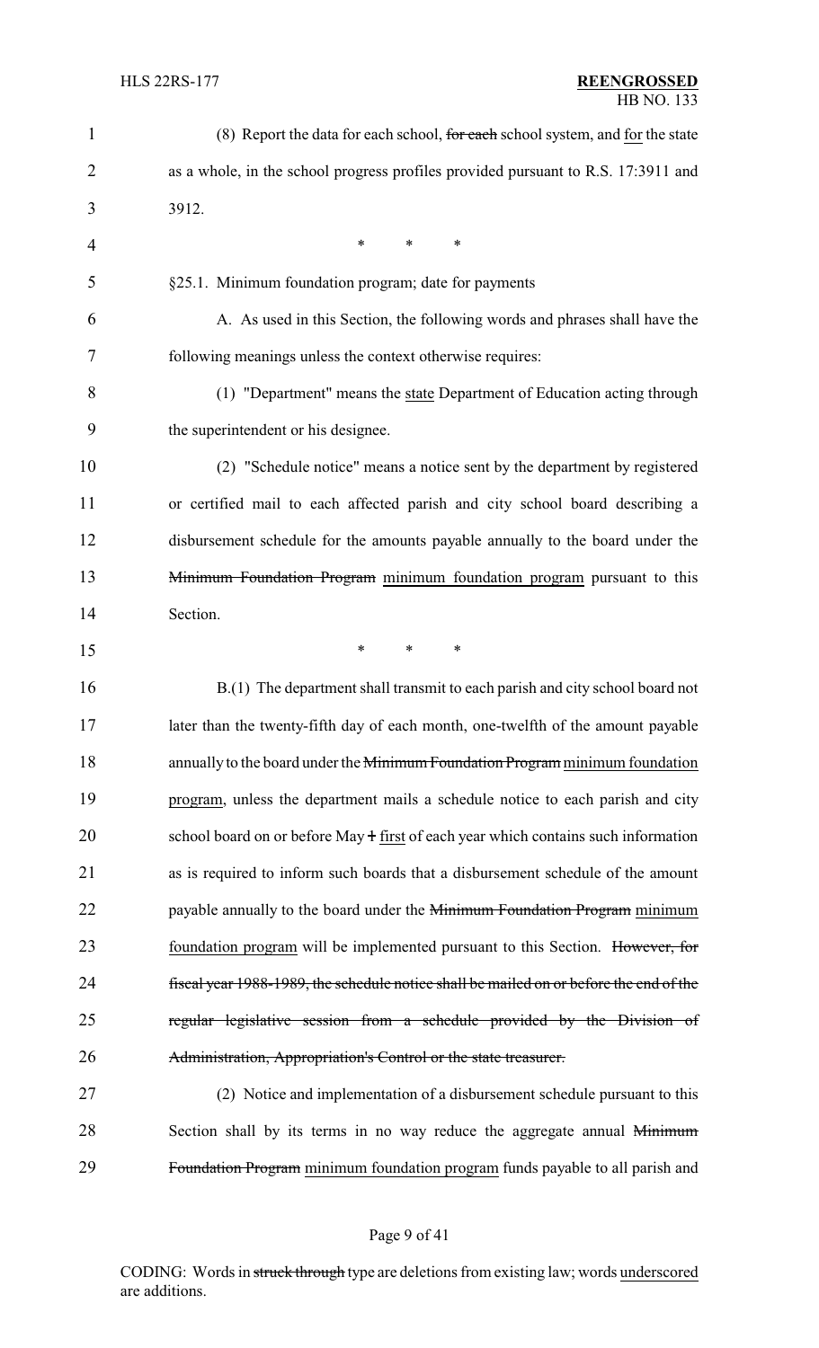(8) Report the data for each school, ~~for each~~ school system, and for the state as a whole, in the school progress profiles provided pursuant to R.S. 17:3911 and 3912.

\* \* \*

§25.1. Minimum foundation program; date for payments

A. As used in this Section, the following words and phrases shall have the following meanings unless the context otherwise requires:

(1) "Department" means the state Department of Education acting through the superintendent or his designee.

(2) "Schedule notice" means a notice sent by the department by registered or certified mail to each affected parish and city school board describing a disbursement schedule for the amounts payable annually to the board under the ~~Minimum Foundation Program~~ minimum foundation program pursuant to this Section.

\* \* \*

B.(1) The department shall transmit to each parish and city school board not later than the twenty-fifth day of each month, one-twelfth of the amount payable annually to the board under the ~~Minimum Foundation Program~~ minimum foundation program, unless the department mails a schedule notice to each parish and city school board on or before May ~~1~~ first of each year which contains such information as is required to inform such boards that a disbursement schedule of the amount payable annually to the board under the ~~Minimum Foundation Program~~ minimum foundation program will be implemented pursuant to this Section. ~~However, for fiscal year 1988-1989, the schedule notice shall be mailed on or before the end of the regular legislative session from a schedule provided by the Division of Administration, Appropriation's Control or the state treasurer.~~

(2) Notice and implementation of a disbursement schedule pursuant to this Section shall by its terms in no way reduce the aggregate annual ~~Minimum Foundation Program~~ minimum foundation program funds payable to all parish and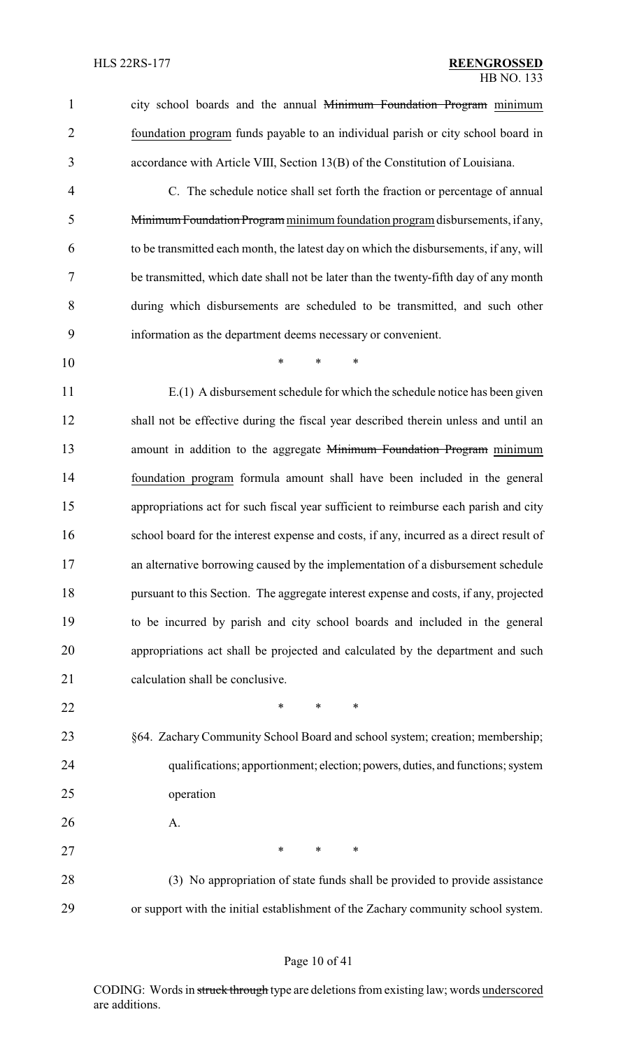city school boards and the annual ~~Minimum Foundation Program~~ minimum foundation program funds payable to an individual parish or city school board in accordance with Article VIII, Section 13(B) of the Constitution of Louisiana.

C. The schedule notice shall set forth the fraction or percentage of annual ~~Minimum Foundation Program~~ minimum foundation program disbursements, if any, to be transmitted each month, the latest day on which the disbursements, if any, will be transmitted, which date shall not be later than the twenty-fifth day of any month during which disbursements are scheduled to be transmitted, and such other information as the department deems necessary or convenient.

\* \* \*

E.(1) A disbursement schedule for which the schedule notice has been given shall not be effective during the fiscal year described therein unless and until an amount in addition to the aggregate ~~Minimum Foundation Program~~ minimum foundation program formula amount shall have been included in the general appropriations act for such fiscal year sufficient to reimburse each parish and city school board for the interest expense and costs, if any, incurred as a direct result of an alternative borrowing caused by the implementation of a disbursement schedule pursuant to this Section. The aggregate interest expense and costs, if any, projected to be incurred by parish and city school boards and included in the general appropriations act shall be projected and calculated by the department and such calculation shall be conclusive.

\* \* \*

§64. Zachary Community School Board and school system; creation; membership; qualifications; apportionment; election; powers, duties, and functions; system operation

A.

\* \* \*

(3) No appropriation of state funds shall be provided to provide assistance or support with the initial establishment of the Zachary community school system.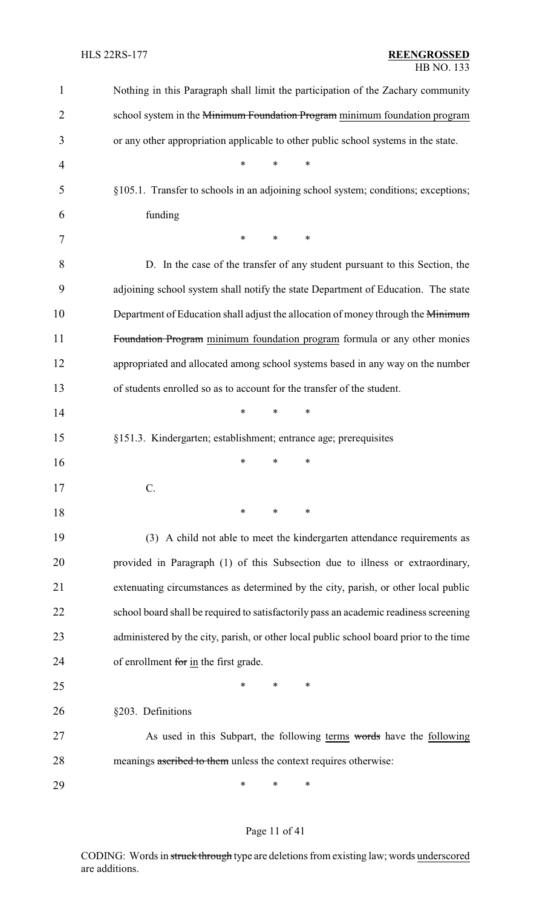Nothing in this Paragraph shall limit the participation of the Zachary community school system in the ~~Minimum Foundation Program~~ minimum foundation program or any other appropriation applicable to other public school systems in the state.

\* \* \*

§105.1. Transfer to schools in an adjoining school system; conditions; exceptions; funding

\* \* \*

D. In the case of the transfer of any student pursuant to this Section, the adjoining school system shall notify the state Department of Education. The state Department of Education shall adjust the allocation of money through the ~~Minimum Foundation Program~~ minimum foundation program formula or any other monies appropriated and allocated among school systems based in any way on the number of students enrolled so as to account for the transfer of the student.

\* \* \*

§151.3. Kindergarten; establishment; entrance age; prerequisites

\* \* \*

C.

\* \* \*

(3) A child not able to meet the kindergarten attendance requirements as provided in Paragraph (1) of this Subsection due to illness or extraordinary, extenuating circumstances as determined by the city, parish, or other local public school board shall be required to satisfactorily pass an academic readiness screening administered by the city, parish, or other local public school board prior to the time of enrollment ~~for~~ in the first grade.

\* \* \*

§203. Definitions

As used in this Subpart, the following terms ~~words~~ have the following meanings ~~ascribed to them~~ unless the context requires otherwise:

\* \* \*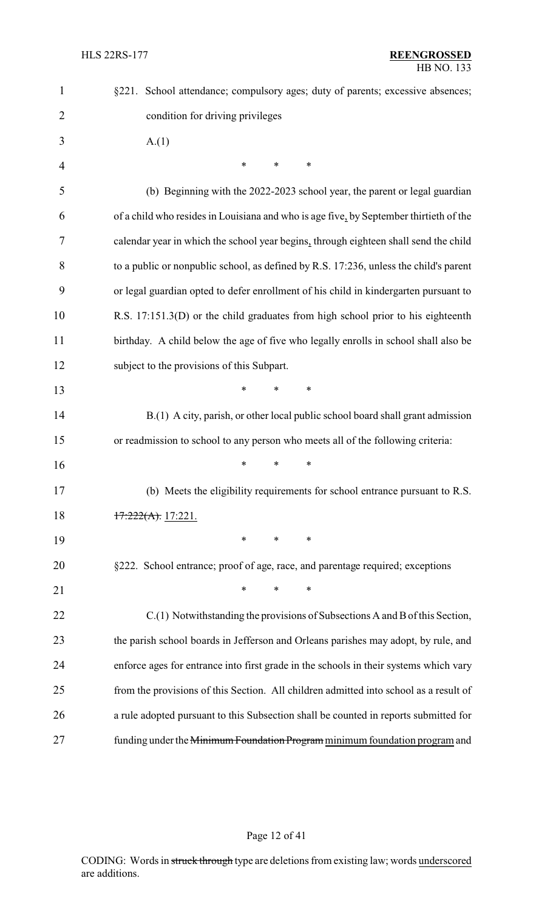§221. School attendance; compulsory ages; duty of parents; excessive absences; condition for driving privileges

A.(1)

\* \* \*

(b) Beginning with the 2022-2023 school year, the parent or legal guardian of a child who resides in Louisiana and who is age five, by September thirtieth of the calendar year in which the school year begins, through eighteen shall send the child to a public or nonpublic school, as defined by R.S. 17:236, unless the child's parent or legal guardian opted to defer enrollment of his child in kindergarten pursuant to R.S. 17:151.3(D) or the child graduates from high school prior to his eighteenth birthday. A child below the age of five who legally enrolls in school shall also be subject to the provisions of this Subpart.

\* \* \*

B.(1) A city, parish, or other local public school board shall grant admission or readmission to school to any person who meets all of the following criteria:

\* \* \*

(b) Meets the eligibility requirements for school entrance pursuant to R.S. ~~17:222(A).~~ 17:221.

\* \* \*

§222. School entrance; proof of age, race, and parentage required; exceptions

\* \* \*

C.(1) Notwithstanding the provisions of Subsections A and B of this Section, the parish school boards in Jefferson and Orleans parishes may adopt, by rule, and enforce ages for entrance into first grade in the schools in their systems which vary from the provisions of this Section. All children admitted into school as a result of a rule adopted pursuant to this Subsection shall be counted in reports submitted for funding under the ~~Minimum Foundation Program~~ minimum foundation program and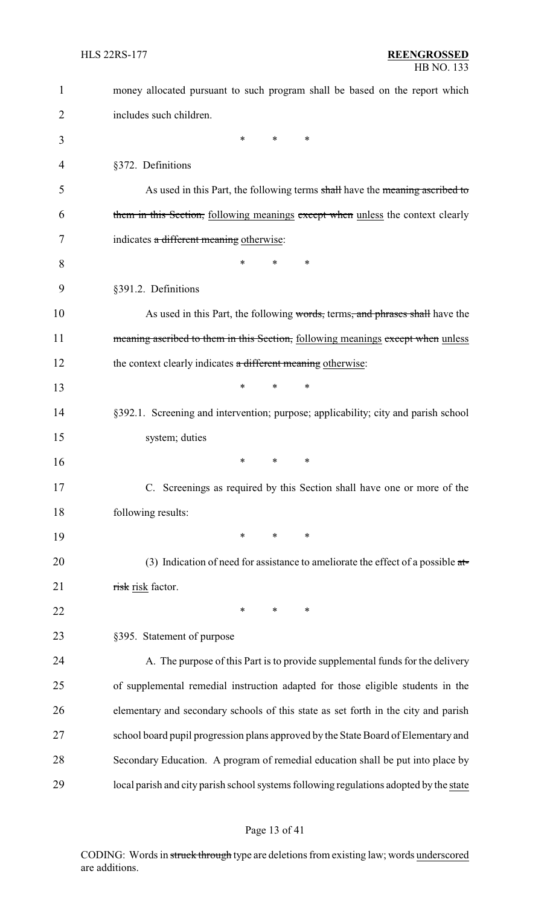money allocated pursuant to such program shall be based on the report which includes such children.

\* \* \*

§372. Definitions

As used in this Part, the following terms ~~shall~~ have the ~~meaning ascribed to them in this Section,~~ following meanings ~~except when~~ unless the context clearly indicates ~~a different meaning~~ otherwise:

\* \* \*

§391.2. Definitions

As used in this Part, the following ~~words,~~ terms~~, and phrases shall~~ have the ~~meaning ascribed to them in this Section,~~ following meanings ~~except when~~ unless the context clearly indicates ~~a different meaning~~ otherwise:

\* \* \*

§392.1. Screening and intervention; purpose; applicability; city and parish school system; duties

\* \* \*

C. Screenings as required by this Section shall have one or more of the following results:

\* \* \*

(3) Indication of need for assistance to ameliorate the effect of a possible ~~at-risk~~ risk factor.

\* \* \*

§395. Statement of purpose

A. The purpose of this Part is to provide supplemental funds for the delivery of supplemental remedial instruction adapted for those eligible students in the elementary and secondary schools of this state as set forth in the city and parish school board pupil progression plans approved by the State Board of Elementary and Secondary Education. A program of remedial education shall be put into place by local parish and city parish school systems following regulations adopted by the state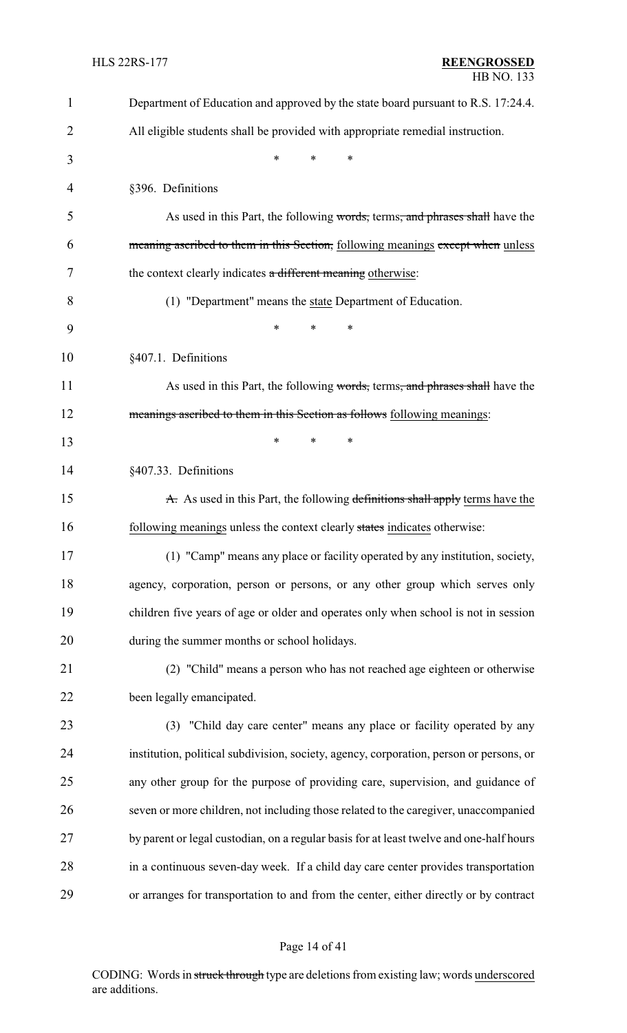Department of Education and approved by the state board pursuant to R.S. 17:24.4. All eligible students shall be provided with appropriate remedial instruction.

\* \* \*

§396. Definitions

As used in this Part, the following ~~words,~~ terms~~, and phrases shall~~ have the ~~meaning ascribed to them in this Section,~~ following meanings ~~except when~~ unless the context clearly indicates ~~a different meaning~~ otherwise:

(1) "Department" means the state Department of Education.

\* \* \*

§407.1. Definitions

As used in this Part, the following ~~words,~~ terms~~, and phrases shall~~ have the ~~meanings ascribed to them in this Section as follows~~ following meanings:

\* \* \*

§407.33. Definitions

~~A.~~ As used in this Part, the following ~~definitions shall apply~~ terms have the following meanings unless the context clearly ~~states~~ indicates otherwise:

(1) "Camp" means any place or facility operated by any institution, society, agency, corporation, person or persons, or any other group which serves only children five years of age or older and operates only when school is not in session during the summer months or school holidays.

(2) "Child" means a person who has not reached age eighteen or otherwise been legally emancipated.

(3) "Child day care center" means any place or facility operated by any institution, political subdivision, society, agency, corporation, person or persons, or any other group for the purpose of providing care, supervision, and guidance of seven or more children, not including those related to the caregiver, unaccompanied by parent or legal custodian, on a regular basis for at least twelve and one-half hours in a continuous seven-day week. If a child day care center provides transportation or arranges for transportation to and from the center, either directly or by contract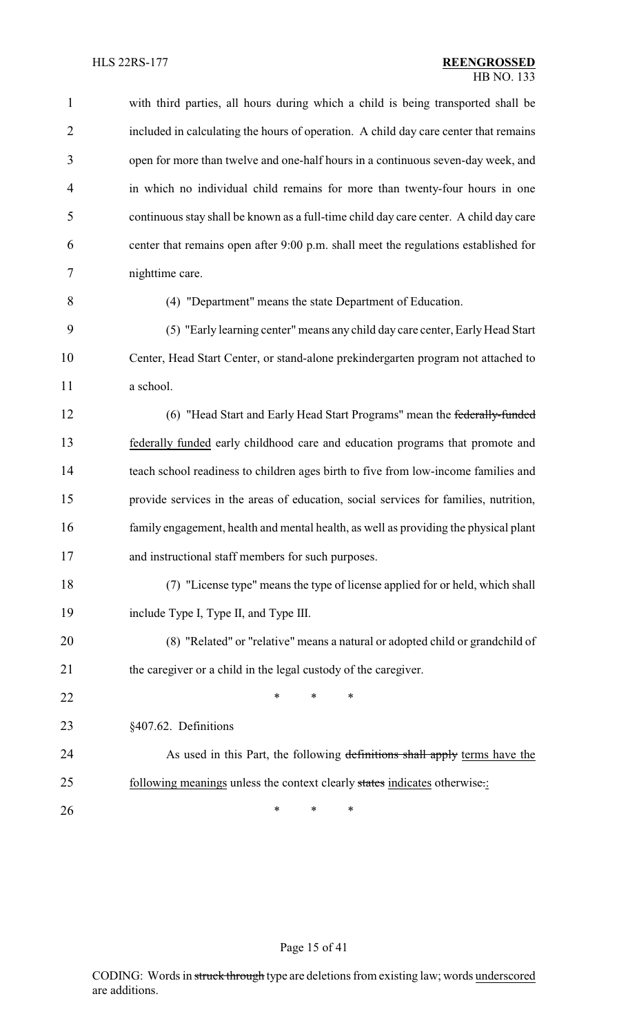with third parties, all hours during which a child is being transported shall be included in calculating the hours of operation. A child day care center that remains open for more than twelve and one-half hours in a continuous seven-day week, and in which no individual child remains for more than twenty-four hours in one continuous stay shall be known as a full-time child day care center. A child day care center that remains open after 9:00 p.m. shall meet the regulations established for nighttime care.

(4) "Department" means the state Department of Education.

(5) "Early learning center" means any child day care center, Early Head Start Center, Head Start Center, or stand-alone prekindergarten program not attached to a school.

(6) "Head Start and Early Head Start Programs" mean the ~~federally-funded~~ federally funded early childhood care and education programs that promote and teach school readiness to children ages birth to five from low-income families and provide services in the areas of education, social services for families, nutrition, family engagement, health and mental health, as well as providing the physical plant and instructional staff members for such purposes.

(7) "License type" means the type of license applied for or held, which shall include Type I, Type II, and Type III.

(8) "Related" or "relative" means a natural or adopted child or grandchild of the caregiver or a child in the legal custody of the caregiver.

\* \* \*

§407.62. Definitions

As used in this Part, the following ~~definitions shall apply~~ terms have the following meanings unless the context clearly ~~states~~ indicates otherwise~~.~~:

\* \* \*

CODING: Words in ~~struck through~~ type are deletions from existing law; words underscored are additions.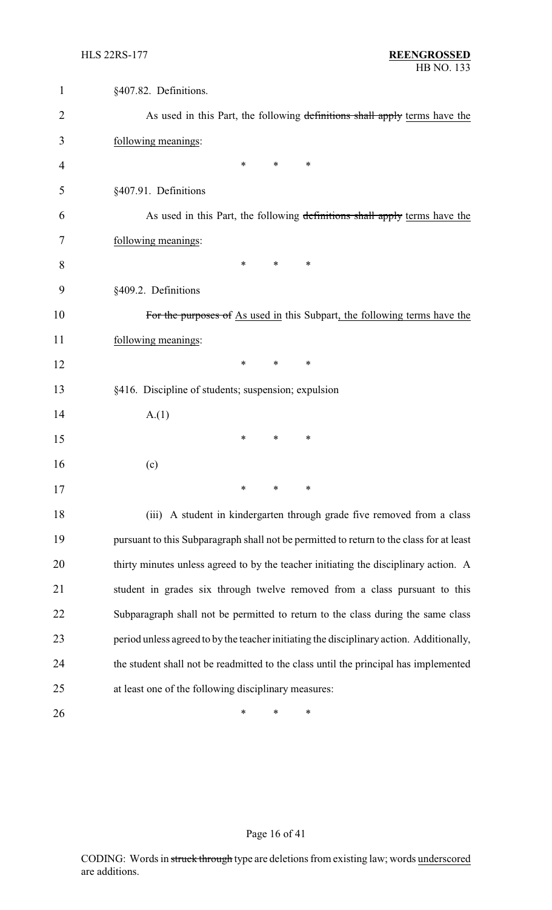§407.82. Definitions.

As used in this Part, the following ~~definitions shall apply~~ terms have the following meanings:

\* \* \*

§407.91. Definitions

As used in this Part, the following ~~definitions shall apply~~ terms have the following meanings:

\* \* \*

§409.2. Definitions

~~For the purposes of~~ As used in this Subpart, the following terms have the following meanings:

\* \* \*

§416. Discipline of students; suspension; expulsion

A.(1)

\* \* \*

(c)

\* \* \*

(iii) A student in kindergarten through grade five removed from a class pursuant to this Subparagraph shall not be permitted to return to the class for at least thirty minutes unless agreed to by the teacher initiating the disciplinary action. A student in grades six through twelve removed from a class pursuant to this Subparagraph shall not be permitted to return to the class during the same class period unless agreed to by the teacher initiating the disciplinary action. Additionally, the student shall not be readmitted to the class until the principal has implemented at least one of the following disciplinary measures:

\* \* \*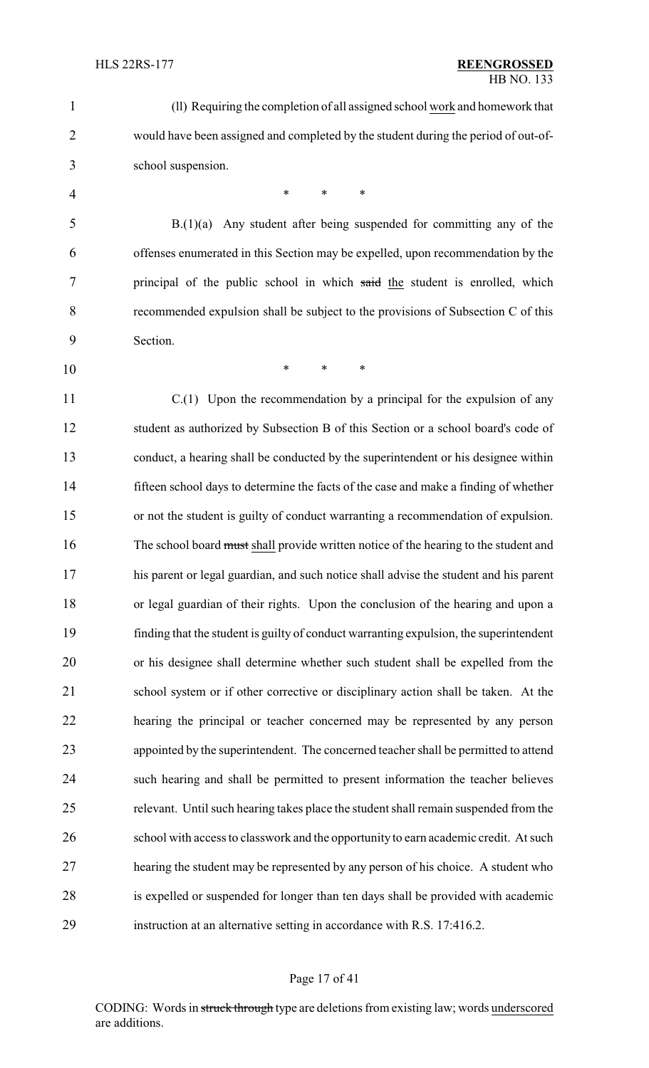(ll) Requiring the completion of all assigned school work and homework that would have been assigned and completed by the student during the period of out-of-school suspension.

\* \* \*

B.(1)(a) Any student after being suspended for committing any of the offenses enumerated in this Section may be expelled, upon recommendation by the principal of the public school in which ~~said~~ the student is enrolled, which recommended expulsion shall be subject to the provisions of Subsection C of this Section.

\* \* \*

C.(1) Upon the recommendation by a principal for the expulsion of any student as authorized by Subsection B of this Section or a school board's code of conduct, a hearing shall be conducted by the superintendent or his designee within fifteen school days to determine the facts of the case and make a finding of whether or not the student is guilty of conduct warranting a recommendation of expulsion. The school board ~~must~~ shall provide written notice of the hearing to the student and his parent or legal guardian, and such notice shall advise the student and his parent or legal guardian of their rights. Upon the conclusion of the hearing and upon a finding that the student is guilty of conduct warranting expulsion, the superintendent or his designee shall determine whether such student shall be expelled from the school system or if other corrective or disciplinary action shall be taken. At the hearing the principal or teacher concerned may be represented by any person appointed by the superintendent. The concerned teacher shall be permitted to attend such hearing and shall be permitted to present information the teacher believes relevant. Until such hearing takes place the student shall remain suspended from the school with access to classwork and the opportunity to earn academic credit. At such hearing the student may be represented by any person of his choice. A student who is expelled or suspended for longer than ten days shall be provided with academic instruction at an alternative setting in accordance with R.S. 17:416.2.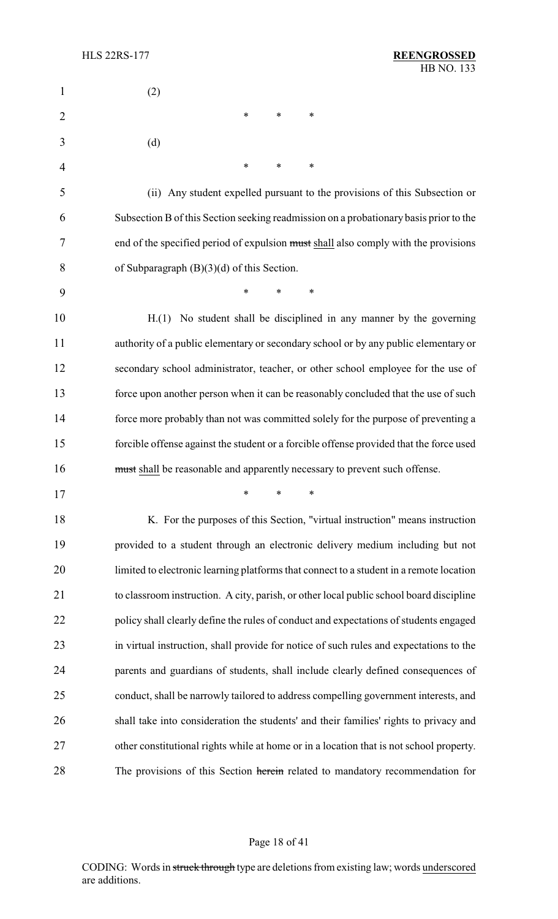(2)

\* \* \*

(d)

\* \* \*

(ii) Any student expelled pursuant to the provisions of this Subsection or Subsection B of this Section seeking readmission on a probationary basis prior to the end of the specified period of expulsion ~~must~~ shall also comply with the provisions of Subparagraph (B)(3)(d) of this Section.

\* \* \*

H.(1) No student shall be disciplined in any manner by the governing authority of a public elementary or secondary school or by any public elementary or secondary school administrator, teacher, or other school employee for the use of force upon another person when it can be reasonably concluded that the use of such force more probably than not was committed solely for the purpose of preventing a forcible offense against the student or a forcible offense provided that the force used ~~must~~ shall be reasonable and apparently necessary to prevent such offense.

\* \* \*

K. For the purposes of this Section, "virtual instruction" means instruction provided to a student through an electronic delivery medium including but not limited to electronic learning platforms that connect to a student in a remote location to classroom instruction. A city, parish, or other local public school board discipline policy shall clearly define the rules of conduct and expectations of students engaged in virtual instruction, shall provide for notice of such rules and expectations to the parents and guardians of students, shall include clearly defined consequences of conduct, shall be narrowly tailored to address compelling government interests, and shall take into consideration the students' and their families' rights to privacy and other constitutional rights while at home or in a location that is not school property. The provisions of this Section ~~herein~~ related to mandatory recommendation for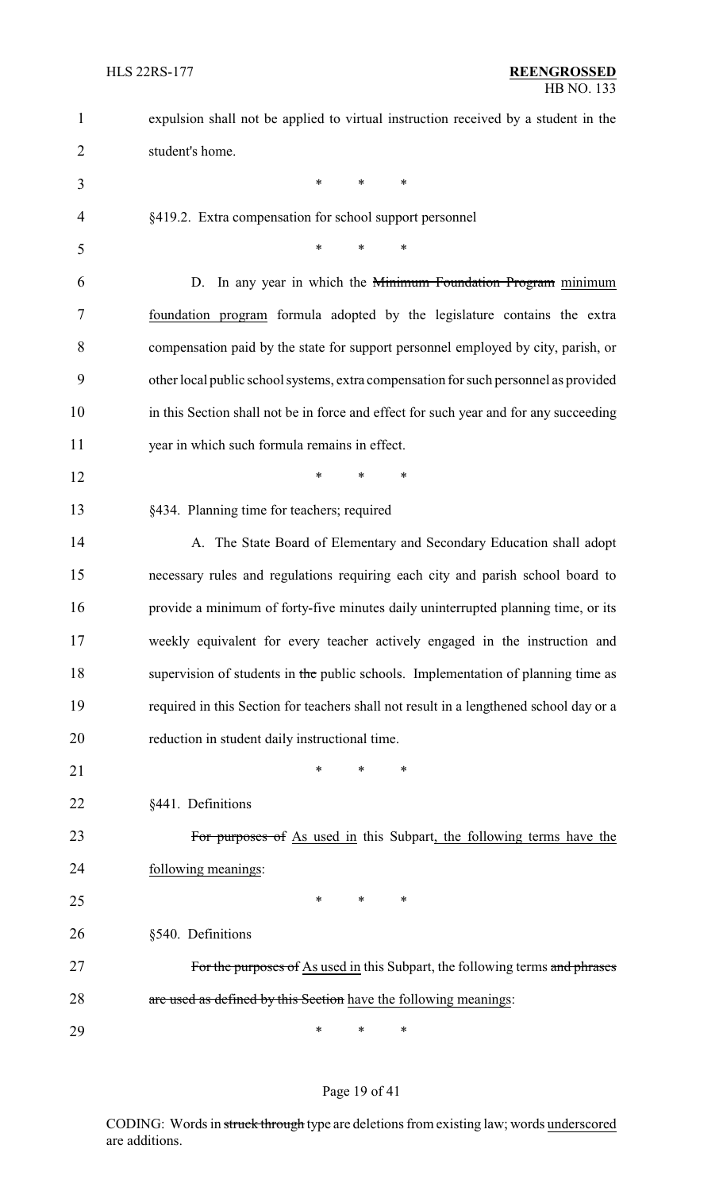expulsion shall not be applied to virtual instruction received by a student in the student's home.

\* \* \*

§419.2. Extra compensation for school support personnel

\* \* \*

D. In any year in which the ~~Minimum Foundation Program~~ minimum foundation program formula adopted by the legislature contains the extra compensation paid by the state for support personnel employed by city, parish, or other local public school systems, extra compensation for such personnel as provided in this Section shall not be in force and effect for such year and for any succeeding year in which such formula remains in effect.

\* \* \*

§434. Planning time for teachers; required

A. The State Board of Elementary and Secondary Education shall adopt necessary rules and regulations requiring each city and parish school board to provide a minimum of forty-five minutes daily uninterrupted planning time, or its weekly equivalent for every teacher actively engaged in the instruction and supervision of students in ~~the~~ public schools. Implementation of planning time as required in this Section for teachers shall not result in a lengthened school day or a reduction in student daily instructional time.

\* \* \*

§441. Definitions

~~For purposes of~~ As used in this Subpart, the following terms have the following meanings:

\* \* \*

§540. Definitions

~~For the purposes of~~ As used in this Subpart, the following terms ~~and phrases are used as defined by this Section~~ have the following meanings:

\* \* \*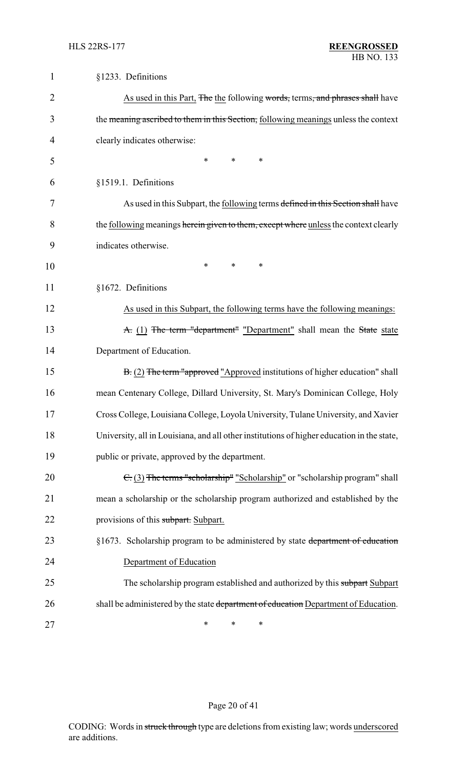§1233. Definitions

As used in this Part, ~~The~~ the following ~~words,~~ terms~~, and phrases shall~~ have the ~~meaning ascribed to them in this Section,~~ following meanings unless the context clearly indicates otherwise:

\* \* \*

§1519.1. Definitions

As used in this Subpart, the following terms ~~defined in this Section shall~~ have the following meanings ~~herein given to them, except where~~ unless the context clearly indicates otherwise.

\* \* \*

§1672. Definitions

As used in this Subpart, the following terms have the following meanings:

~~A.~~ (1) ~~The term "department"~~ "Department" shall mean the ~~State~~ state Department of Education.

~~B.~~ (2) ~~The term "approved~~ "Approved institutions of higher education" shall mean Centenary College, Dillard University, St. Mary's Dominican College, Holy Cross College, Louisiana College, Loyola University, Tulane University, and Xavier University, all in Louisiana, and all other institutions of higher education in the state, public or private, approved by the department.

~~C.~~ (3) ~~The terms "scholarship"~~ "Scholarship" or "scholarship program" shall mean a scholarship or the scholarship program authorized and established by the provisions of this ~~subpart.~~ Subpart.

§1673. Scholarship program to be administered by state ~~department of education~~ Department of Education

The scholarship program established and authorized by this ~~subpart~~ Subpart shall be administered by the state ~~department of education~~ Department of Education.

\* \* \*

CODING: Words in ~~struck through~~ type are deletions from existing law; words underscored are additions.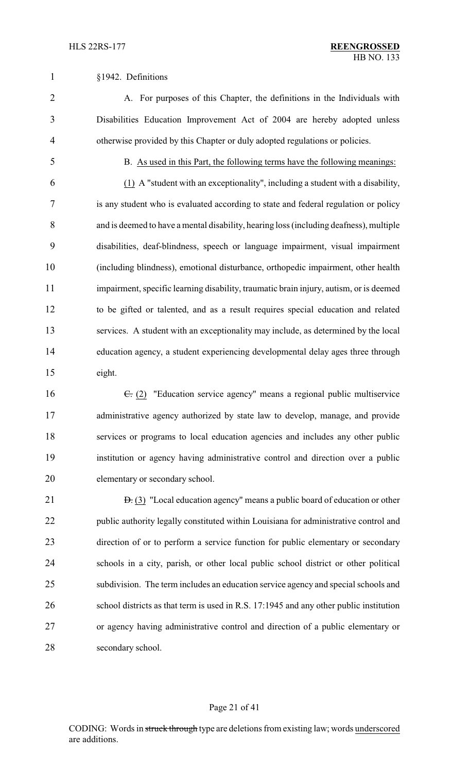§1942. Definitions

A. For purposes of this Chapter, the definitions in the Individuals with Disabilities Education Improvement Act of 2004 are hereby adopted unless otherwise provided by this Chapter or duly adopted regulations or policies.

B. As used in this Part, the following terms have the following meanings:

(1) A "student with an exceptionality", including a student with a disability, is any student who is evaluated according to state and federal regulation or policy and is deemed to have a mental disability, hearing loss (including deafness), multiple disabilities, deaf-blindness, speech or language impairment, visual impairment (including blindness), emotional disturbance, orthopedic impairment, other health impairment, specific learning disability, traumatic brain injury, autism, or is deemed to be gifted or talented, and as a result requires special education and related services. A student with an exceptionality may include, as determined by the local education agency, a student experiencing developmental delay ages three through eight.

~~C.~~ (2) "Education service agency" means a regional public multiservice administrative agency authorized by state law to develop, manage, and provide services or programs to local education agencies and includes any other public institution or agency having administrative control and direction over a public elementary or secondary school.

~~D.~~ (3) "Local education agency" means a public board of education or other public authority legally constituted within Louisiana for administrative control and direction of or to perform a service function for public elementary or secondary schools in a city, parish, or other local public school district or other political subdivision. The term includes an education service agency and special schools and school districts as that term is used in R.S. 17:1945 and any other public institution or agency having administrative control and direction of a public elementary or secondary school.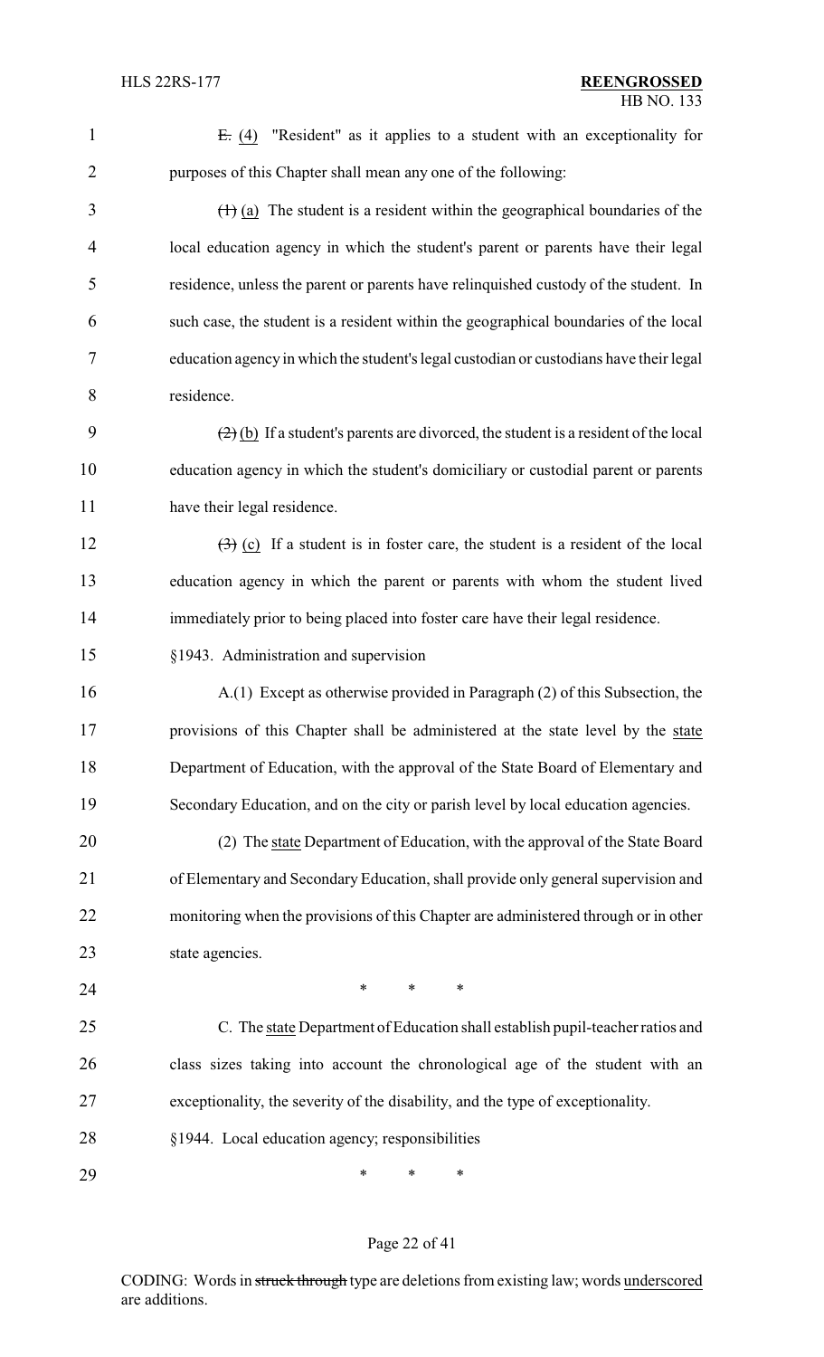~~E.~~ (4) "Resident" as it applies to a student with an exceptionality for purposes of this Chapter shall mean any one of the following:

~~(1)~~ (a) The student is a resident within the geographical boundaries of the local education agency in which the student's parent or parents have their legal residence, unless the parent or parents have relinquished custody of the student. In such case, the student is a resident within the geographical boundaries of the local education agency in which the student's legal custodian or custodians have their legal residence.

~~(2)~~ (b) If a student's parents are divorced, the student is a resident of the local education agency in which the student's domiciliary or custodial parent or parents have their legal residence.

~~(3)~~ (c) If a student is in foster care, the student is a resident of the local education agency in which the parent or parents with whom the student lived immediately prior to being placed into foster care have their legal residence.

§1943. Administration and supervision

A.(1) Except as otherwise provided in Paragraph (2) of this Subsection, the provisions of this Chapter shall be administered at the state level by the state Department of Education, with the approval of the State Board of Elementary and Secondary Education, and on the city or parish level by local education agencies.

(2) The state Department of Education, with the approval of the State Board of Elementary and Secondary Education, shall provide only general supervision and monitoring when the provisions of this Chapter are administered through or in other state agencies.

\* \* \*

C. The state Department of Education shall establish pupil-teacher ratios and class sizes taking into account the chronological age of the student with an exceptionality, the severity of the disability, and the type of exceptionality.

§1944. Local education agency; responsibilities

\* \* \*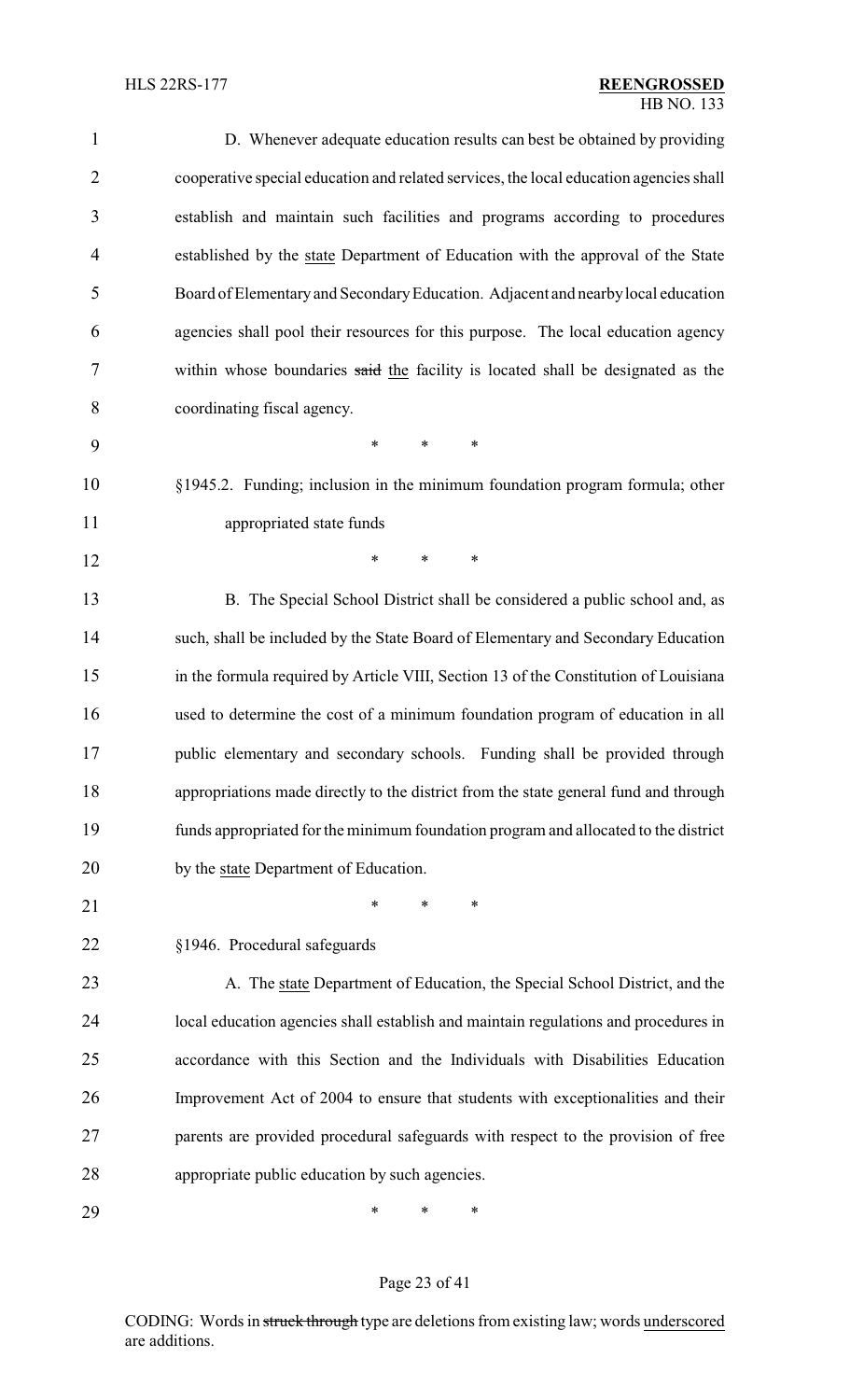D. Whenever adequate education results can best be obtained by providing cooperative special education and related services, the local education agencies shall establish and maintain such facilities and programs according to procedures established by the state Department of Education with the approval of the State Board of Elementary and Secondary Education. Adjacent and nearby local education agencies shall pool their resources for this purpose. The local education agency within whose boundaries ~~said~~ the facility is located shall be designated as the coordinating fiscal agency.

\* \* \*

§1945.2. Funding; inclusion in the minimum foundation program formula; other appropriated state funds

\* \* \*

B. The Special School District shall be considered a public school and, as such, shall be included by the State Board of Elementary and Secondary Education in the formula required by Article VIII, Section 13 of the Constitution of Louisiana used to determine the cost of a minimum foundation program of education in all public elementary and secondary schools. Funding shall be provided through appropriations made directly to the district from the state general fund and through funds appropriated for the minimum foundation program and allocated to the district by the state Department of Education.

\* \* \*

§1946. Procedural safeguards

A. The state Department of Education, the Special School District, and the local education agencies shall establish and maintain regulations and procedures in accordance with this Section and the Individuals with Disabilities Education Improvement Act of 2004 to ensure that students with exceptionalities and their parents are provided procedural safeguards with respect to the provision of free appropriate public education by such agencies.

\* \* \*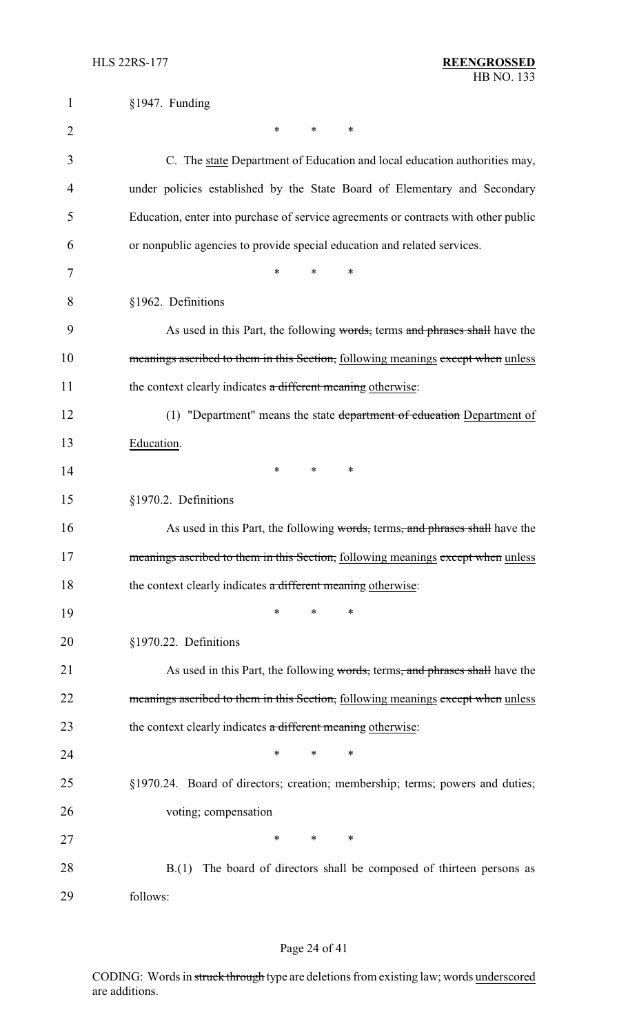§1947. Funding

\* \* \*

C. The state Department of Education and local education authorities may, under policies established by the State Board of Elementary and Secondary Education, enter into purchase of service agreements or contracts with other public or nonpublic agencies to provide special education and related services.

\* \* \*

§1962. Definitions

As used in this Part, the following ~~words,~~ terms ~~and phrases shall~~ have the ~~meanings ascribed to them in this Section,~~ following meanings ~~except when~~ unless the context clearly indicates ~~a different meaning~~ otherwise:

(1) "Department" means the state ~~department of education~~ Department of Education.

\* \* \*

§1970.2. Definitions

As used in this Part, the following ~~words,~~ terms~~, and phrases shall~~ have the ~~meanings ascribed to them in this Section,~~ following meanings ~~except when~~ unless the context clearly indicates ~~a different meaning~~ otherwise:

\* \* \*

§1970.22. Definitions

As used in this Part, the following ~~words,~~ terms~~, and phrases shall~~ have the ~~meanings ascribed to them in this Section,~~ following meanings ~~except when~~ unless the context clearly indicates ~~a different meaning~~ otherwise:

\* \* \*

§1970.24. Board of directors; creation; membership; terms; powers and duties; voting; compensation

\* \* \*

B.(1) The board of directors shall be composed of thirteen persons as follows: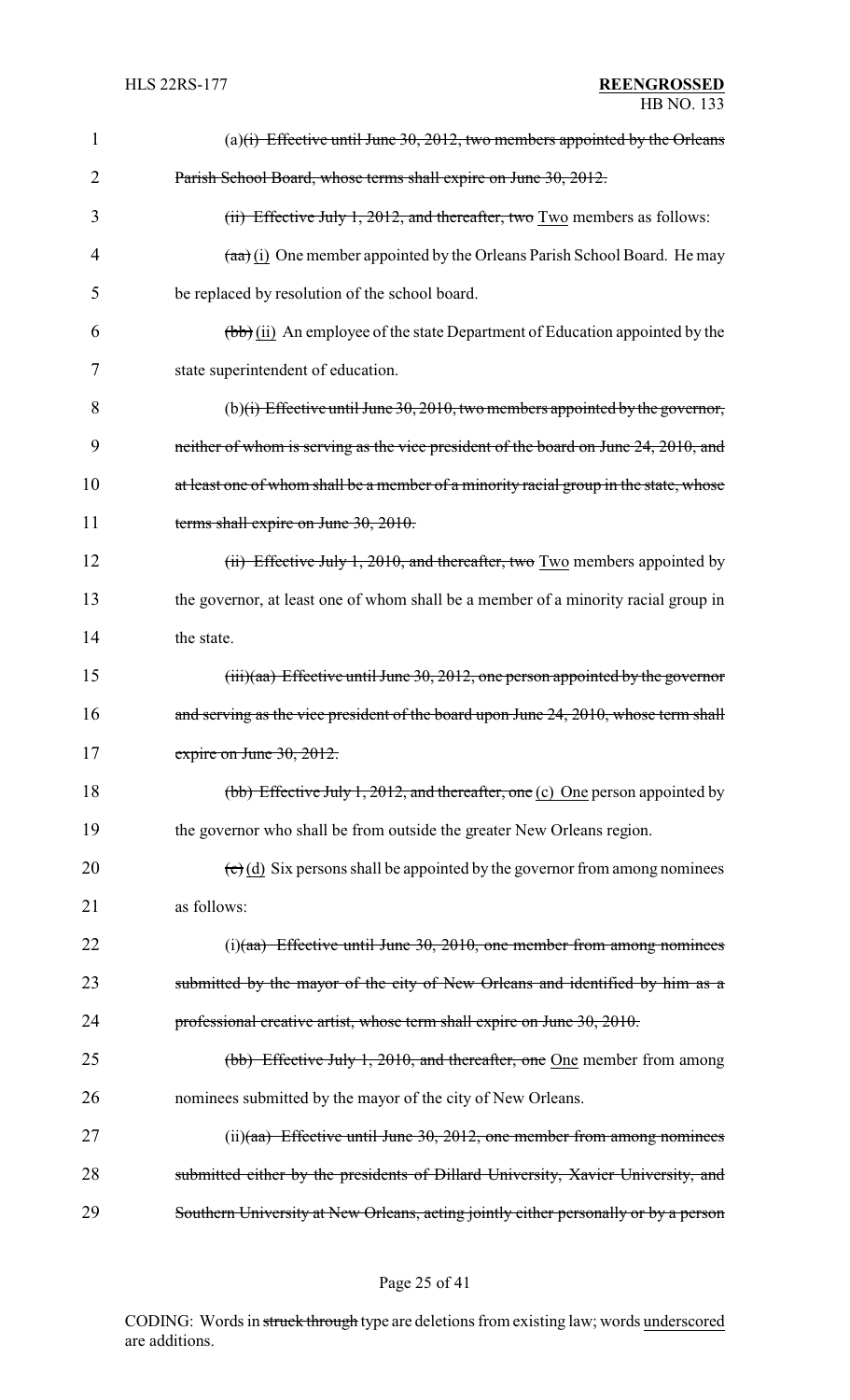(a)~~(i) Effective until June 30, 2012, two members appointed by the Orleans Parish School Board, whose terms shall expire on June 30, 2012.~~

~~(ii) Effective July 1, 2012, and thereafter, two~~ Two members as follows:

~~(aa)~~ (i) One member appointed by the Orleans Parish School Board. He may be replaced by resolution of the school board.

~~(bb)~~ (ii) An employee of the state Department of Education appointed by the state superintendent of education.

(b)~~(i) Effective until June 30, 2010, two members appointed by the governor, neither of whom is serving as the vice president of the board on June 24, 2010, and at least one of whom shall be a member of a minority racial group in the state, whose terms shall expire on June 30, 2010.~~

~~(ii) Effective July 1, 2010, and thereafter, two~~ Two members appointed by the governor, at least one of whom shall be a member of a minority racial group in the state.

~~(iii)(aa) Effective until June 30, 2012, one person appointed by the governor and serving as the vice president of the board upon June 24, 2010, whose term shall expire on June 30, 2012.~~

~~(bb) Effective July 1, 2012, and thereafter, one~~ (c) One person appointed by the governor who shall be from outside the greater New Orleans region.

~~(c)~~ (d) Six persons shall be appointed by the governor from among nominees as follows:

(i)~~(aa) Effective until June 30, 2010, one member from among nominees submitted by the mayor of the city of New Orleans and identified by him as a professional creative artist, whose term shall expire on June 30, 2010.~~

~~(bb) Effective July 1, 2010, and thereafter, one~~ One member from among nominees submitted by the mayor of the city of New Orleans.

(ii)~~(aa) Effective until June 30, 2012, one member from among nominees submitted either by the presidents of Dillard University, Xavier University, and Southern University at New Orleans, acting jointly either personally or by a person~~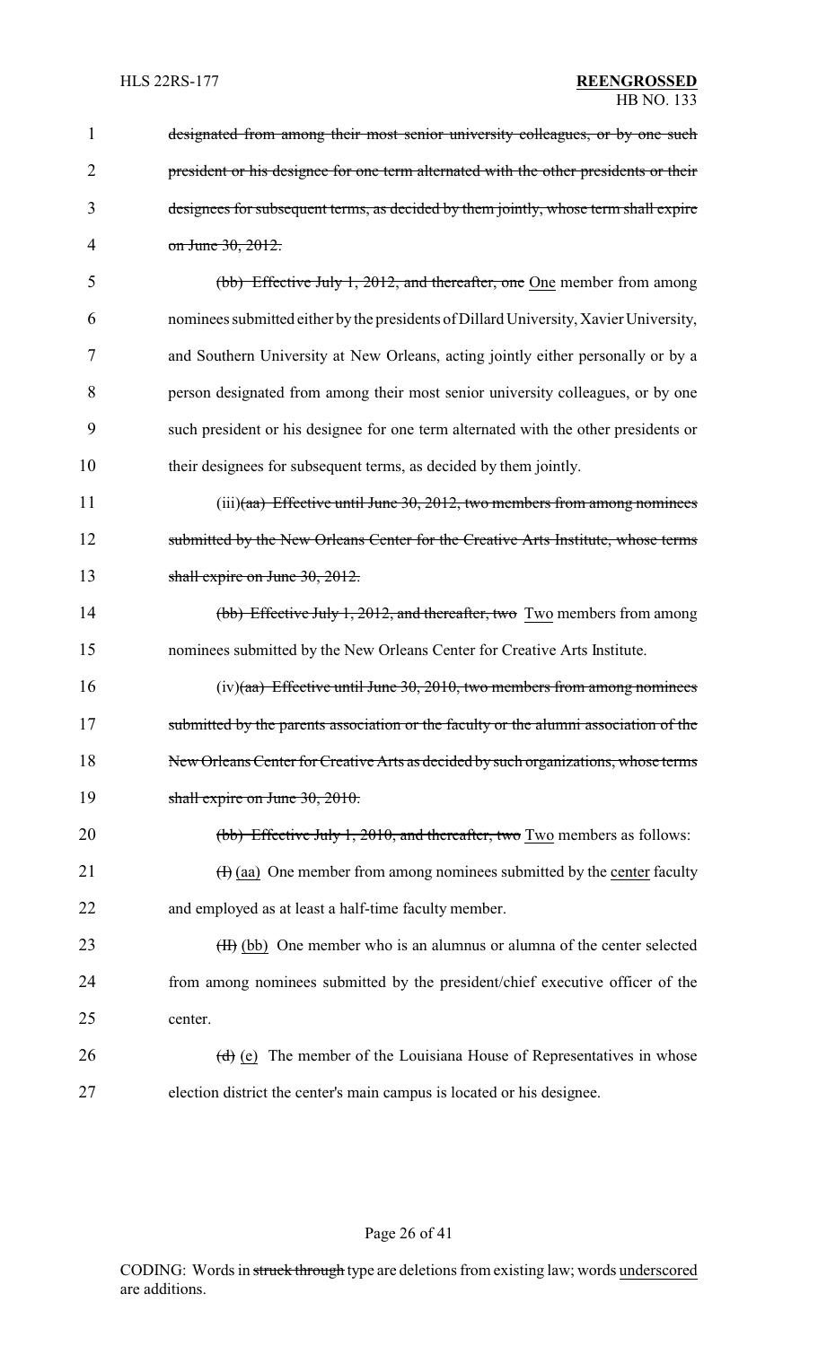designated from among their most senior university colleagues, or by one such president or his designee for one term alternated with the other presidents or their designees for subsequent terms, as decided by them jointly, whose term shall expire on June 30, 2012.

(bb) Effective July 1, 2012, and thereafter, one One member from among nominees submitted either by the presidents of Dillard University, Xavier University, and Southern University at New Orleans, acting jointly either personally or by a person designated from among their most senior university colleagues, or by one such president or his designee for one term alternated with the other presidents or their designees for subsequent terms, as decided by them jointly.

(iii)(aa) Effective until June 30, 2012, two members from among nominees submitted by the New Orleans Center for the Creative Arts Institute, whose terms shall expire on June 30, 2012.

(bb) Effective July 1, 2012, and thereafter, two Two members from among nominees submitted by the New Orleans Center for Creative Arts Institute.

(iv)(aa) Effective until June 30, 2010, two members from among nominees submitted by the parents association or the faculty or the alumni association of the New Orleans Center for Creative Arts as decided by such organizations, whose terms shall expire on June 30, 2010.

(bb) Effective July 1, 2010, and thereafter, two Two members as follows:

(I) (aa) One member from among nominees submitted by the center faculty and employed as at least a half-time faculty member.

(II) (bb) One member who is an alumnus or alumna of the center selected from among nominees submitted by the president/chief executive officer of the center.

(d) (e) The member of the Louisiana House of Representatives in whose election district the center's main campus is located or his designee.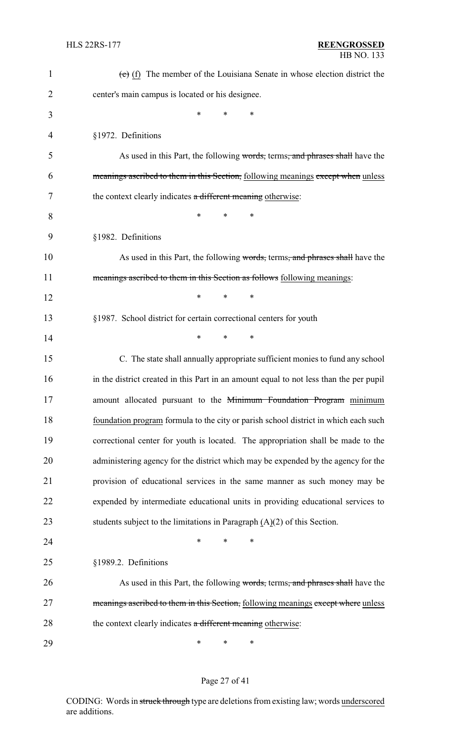~~(e)~~ <u>(f)</u> The member of the Louisiana Senate in whose election district the center's main campus is located or his designee.

\* \* \*

§1972. Definitions

As used in this Part, the following ~~words,~~ terms~~, and phrases shall~~ have the ~~meanings ascribed to them in this Section,~~ <u>following meanings</u> ~~except when~~ <u>unless</u> the context clearly indicates ~~a different meaning~~ <u>otherwise</u>:

\* \* \*

§1982. Definitions

As used in this Part, the following ~~words,~~ terms~~, and phrases shall~~ have the ~~meanings ascribed to them in this Section as follows~~ <u>following meanings</u>:

\* \* \*

§1987. School district for certain correctional centers for youth

\* \* \*

C. The state shall annually appropriate sufficient monies to fund any school in the district created in this Part in an amount equal to not less than the per pupil amount allocated pursuant to the ~~Minimum Foundation Program~~ <u>minimum foundation program</u> formula to the city or parish school district in which each such correctional center for youth is located. The appropriation shall be made to the administering agency for the district which may be expended by the agency for the provision of educational services in the same manner as such money may be expended by intermediate educational units in providing educational services to students subject to the limitations in Paragraph <u>(A)</u>(2) of this Section.

\* \* \*

§1989.2. Definitions

As used in this Part, the following ~~words,~~ terms~~, and phrases shall~~ have the ~~meanings ascribed to them in this Section,~~ <u>following meanings</u> ~~except where~~ <u>unless</u> the context clearly indicates ~~a different meaning~~ <u>otherwise</u>:

\* \* \*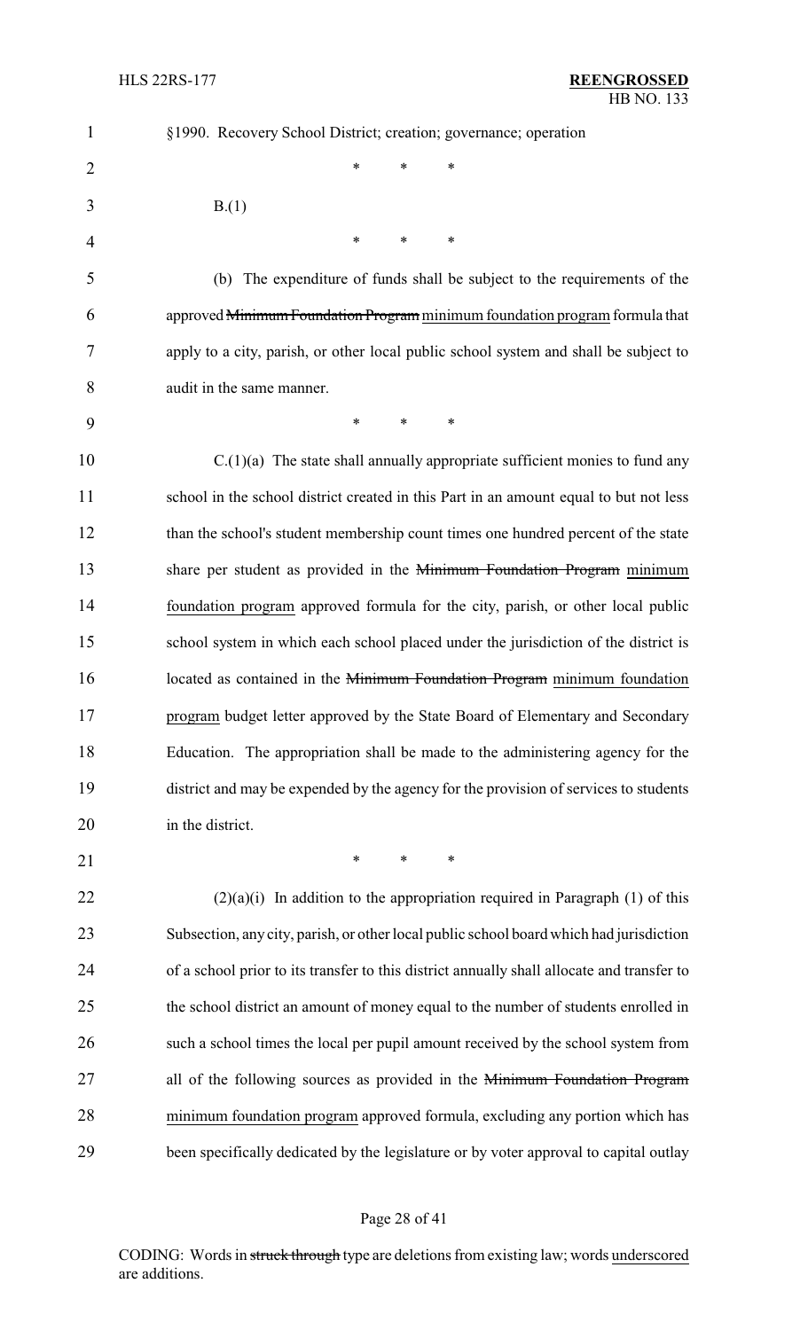§1990. Recovery School District; creation; governance; operation

\* \* \*

B.(1)

\* \* \*

(b) The expenditure of funds shall be subject to the requirements of the approved ~~Minimum Foundation Program~~ minimum foundation program formula that apply to a city, parish, or other local public school system and shall be subject to audit in the same manner.

\* \* \*

C.(1)(a) The state shall annually appropriate sufficient monies to fund any school in the school district created in this Part in an amount equal to but not less than the school's student membership count times one hundred percent of the state share per student as provided in the ~~Minimum Foundation Program~~ minimum foundation program approved formula for the city, parish, or other local public school system in which each school placed under the jurisdiction of the district is located as contained in the ~~Minimum Foundation Program~~ minimum foundation program budget letter approved by the State Board of Elementary and Secondary Education. The appropriation shall be made to the administering agency for the district and may be expended by the agency for the provision of services to students in the district.

\* \* \*

(2)(a)(i) In addition to the appropriation required in Paragraph (1) of this Subsection, any city, parish, or other local public school board which had jurisdiction of a school prior to its transfer to this district annually shall allocate and transfer to the school district an amount of money equal to the number of students enrolled in such a school times the local per pupil amount received by the school system from all of the following sources as provided in the ~~Minimum Foundation Program~~ minimum foundation program approved formula, excluding any portion which has been specifically dedicated by the legislature or by voter approval to capital outlay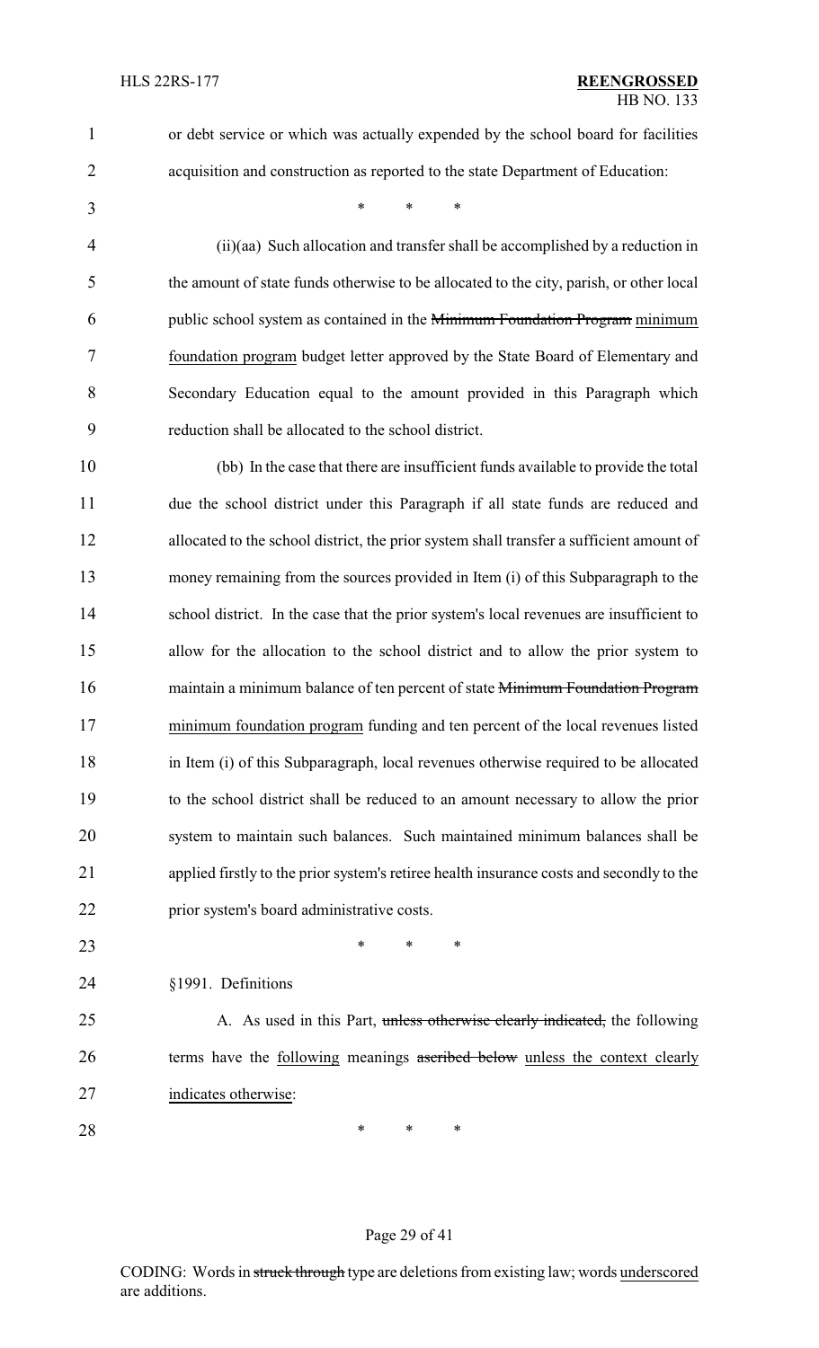or debt service or which was actually expended by the school board for facilities acquisition and construction as reported to the state Department of Education:

\* \* \*

(ii)(aa) Such allocation and transfer shall be accomplished by a reduction in the amount of state funds otherwise to be allocated to the city, parish, or other local public school system as contained in the ~~Minimum Foundation Program~~ minimum foundation program budget letter approved by the State Board of Elementary and Secondary Education equal to the amount provided in this Paragraph which reduction shall be allocated to the school district.

(bb) In the case that there are insufficient funds available to provide the total due the school district under this Paragraph if all state funds are reduced and allocated to the school district, the prior system shall transfer a sufficient amount of money remaining from the sources provided in Item (i) of this Subparagraph to the school district. In the case that the prior system's local revenues are insufficient to allow for the allocation to the school district and to allow the prior system to maintain a minimum balance of ten percent of state ~~Minimum Foundation Program~~ minimum foundation program funding and ten percent of the local revenues listed in Item (i) of this Subparagraph, local revenues otherwise required to be allocated to the school district shall be reduced to an amount necessary to allow the prior system to maintain such balances. Such maintained minimum balances shall be applied firstly to the prior system's retiree health insurance costs and secondly to the prior system's board administrative costs.

\* \* \*

§1991. Definitions

A. As used in this Part, ~~unless otherwise clearly indicated,~~ the following terms have the following meanings ~~ascribed below~~ unless the context clearly indicates otherwise:

\* \* \*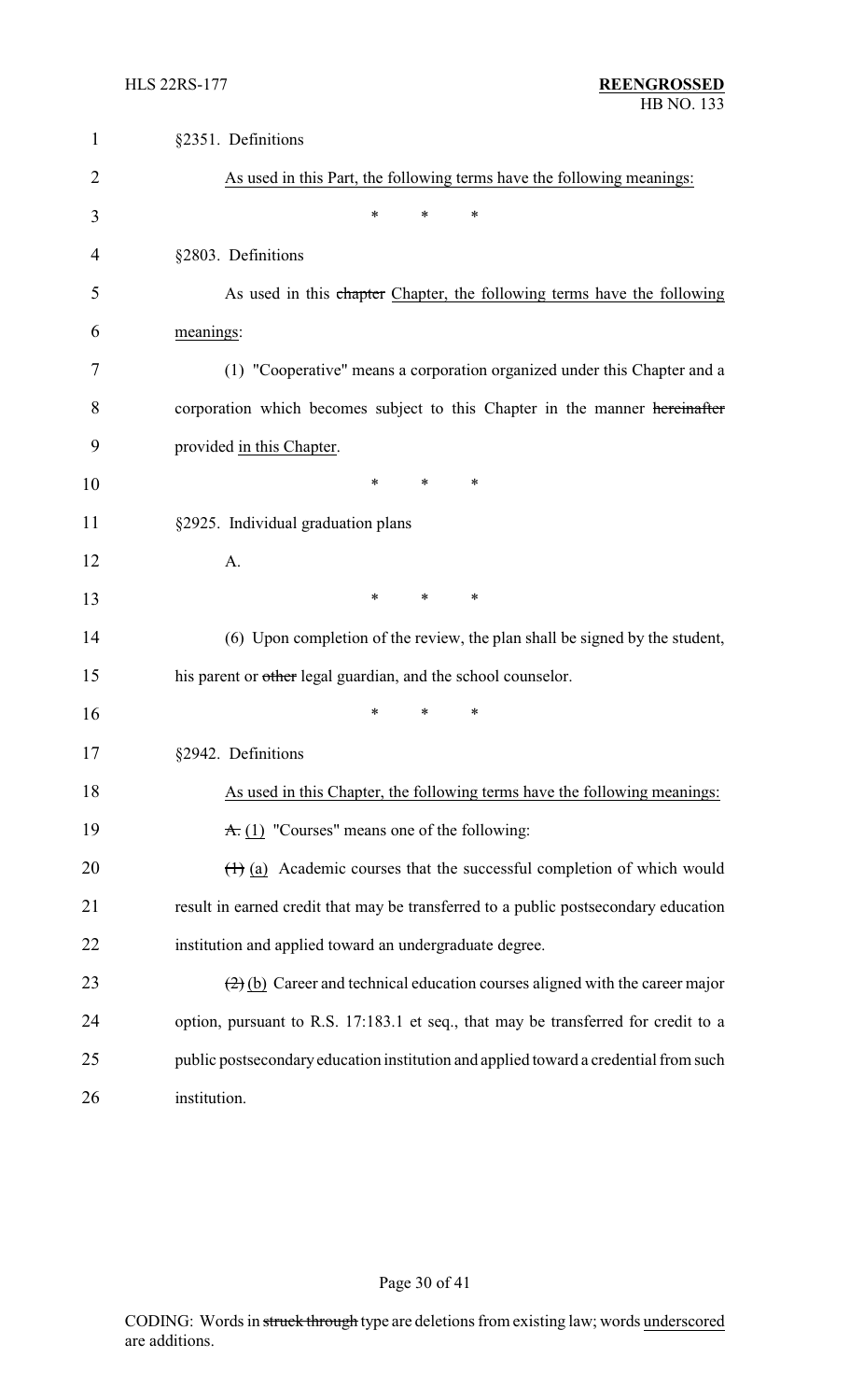§2351. Definitions

As used in this Part, the following terms have the following meanings:

\* \* \*

§2803. Definitions

As used in this ~~chapter~~ Chapter, the following terms have the following meanings:

(1) "Cooperative" means a corporation organized under this Chapter and a corporation which becomes subject to this Chapter in the manner ~~hereinafter~~ provided in this Chapter.

\* \* \*

§2925. Individual graduation plans

A.

\* \* \*

(6) Upon completion of the review, the plan shall be signed by the student, his parent or ~~other~~ legal guardian, and the school counselor.

\* \* \*

§2942. Definitions

As used in this Chapter, the following terms have the following meanings:

~~A.~~ (1) "Courses" means one of the following:

~~(1)~~ (a) Academic courses that the successful completion of which would result in earned credit that may be transferred to a public postsecondary education institution and applied toward an undergraduate degree.

~~(2)~~ (b) Career and technical education courses aligned with the career major option, pursuant to R.S. 17:183.1 et seq., that may be transferred for credit to a public postsecondary education institution and applied toward a credential from such institution.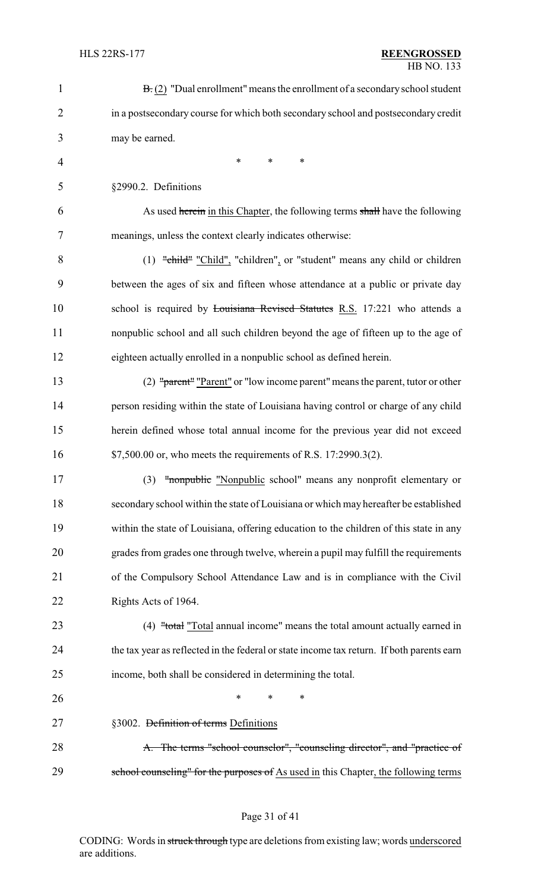~~B.~~ (2) "Dual enrollment" means the enrollment of a secondary school student in a postsecondary course for which both secondary school and postsecondary credit may be earned.

\* \* \*

§2990.2. Definitions

As used ~~herein~~ in this Chapter, the following terms ~~shall~~ have the following meanings, unless the context clearly indicates otherwise:

(1) ~~"child"~~ "Child", "children", or "student" means any child or children between the ages of six and fifteen whose attendance at a public or private day school is required by ~~Louisiana Revised Statutes~~ R.S. 17:221 who attends a nonpublic school and all such children beyond the age of fifteen up to the age of eighteen actually enrolled in a nonpublic school as defined herein.

(2) ~~"parent"~~ "Parent" or "low income parent" means the parent, tutor or other person residing within the state of Louisiana having control or charge of any child herein defined whose total annual income for the previous year did not exceed $7,500.00 or, who meets the requirements of R.S. 17:2990.3(2).

(3) ~~"nonpublic~~ "Nonpublic school" means any nonprofit elementary or secondary school within the state of Louisiana or which may hereafter be established within the state of Louisiana, offering education to the children of this state in any grades from grades one through twelve, wherein a pupil may fulfill the requirements of the Compulsory School Attendance Law and is in compliance with the Civil Rights Acts of 1964.

(4) ~~"total~~ "Total annual income" means the total amount actually earned in the tax year as reflected in the federal or state income tax return. If both parents earn income, both shall be considered in determining the total.

\* \* \*

§3002. ~~Definition of terms~~ Definitions

~~A. The terms "school counselor", "counseling director", and "practice of school counseling" for the purposes of~~ As used in this Chapter, the following terms

CODING: Words in ~~struck through~~ type are deletions from existing law; words underscored are additions.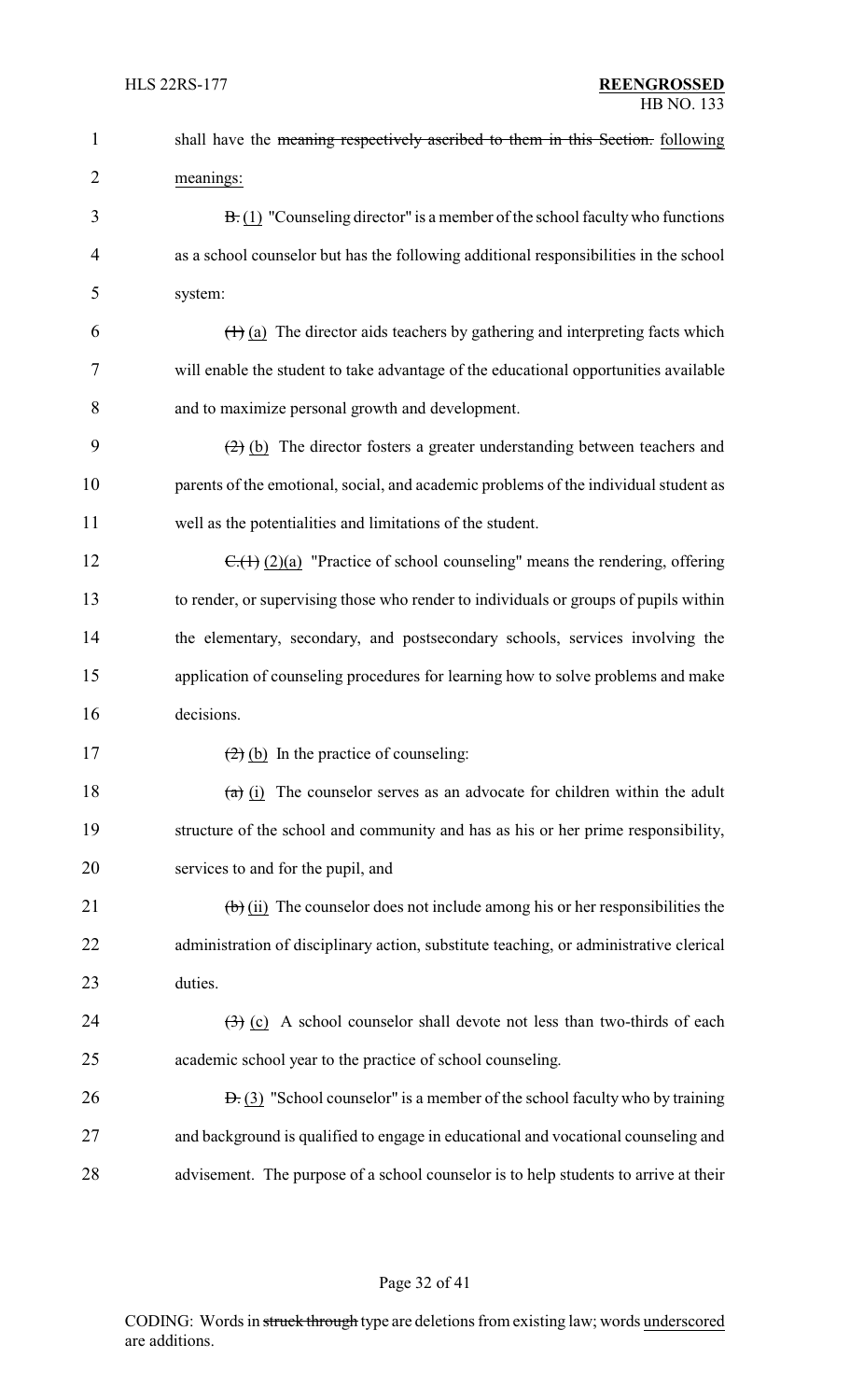shall have the ~~meaning respectively ascribed to them in this Section.~~ following meanings:

~~B.~~ (1) "Counseling director" is a member of the school faculty who functions as a school counselor but has the following additional responsibilities in the school system:

~~(1)~~ (a) The director aids teachers by gathering and interpreting facts which will enable the student to take advantage of the educational opportunities available and to maximize personal growth and development.

~~(2)~~ (b) The director fosters a greater understanding between teachers and parents of the emotional, social, and academic problems of the individual student as well as the potentialities and limitations of the student.

~~C.(1)~~ (2)(a) "Practice of school counseling" means the rendering, offering to render, or supervising those who render to individuals or groups of pupils within the elementary, secondary, and postsecondary schools, services involving the application of counseling procedures for learning how to solve problems and make decisions.

~~(2)~~ (b) In the practice of counseling:

~~(a)~~ (i) The counselor serves as an advocate for children within the adult structure of the school and community and has as his or her prime responsibility, services to and for the pupil, and

~~(b)~~ (ii) The counselor does not include among his or her responsibilities the administration of disciplinary action, substitute teaching, or administrative clerical duties.

~~(3)~~ (c) A school counselor shall devote not less than two-thirds of each academic school year to the practice of school counseling.

~~D.~~ (3) "School counselor" is a member of the school faculty who by training and background is qualified to engage in educational and vocational counseling and advisement. The purpose of a school counselor is to help students to arrive at their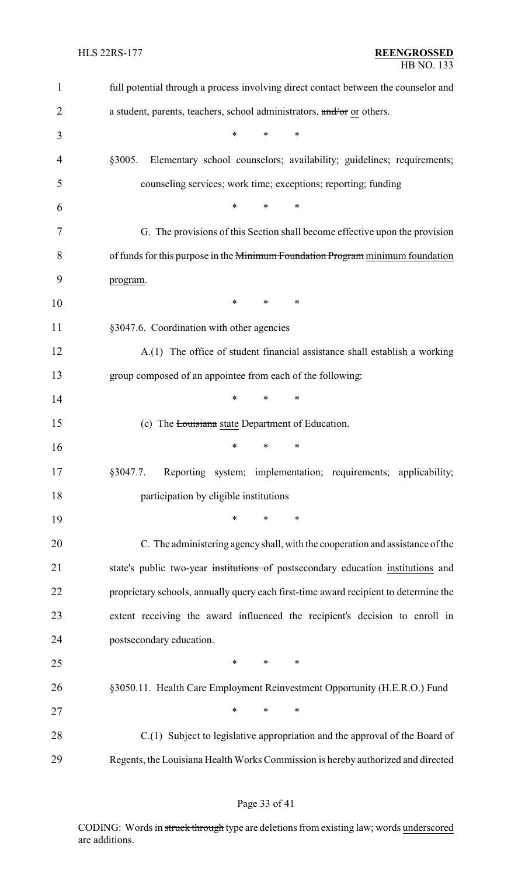full potential through a process involving direct contact between the counselor and a student, parents, teachers, school administrators, ~~and/or~~ or others.

\* \* \*

§3005. Elementary school counselors; availability; guidelines; requirements; counseling services; work time; exceptions; reporting; funding

\* \* \*

G. The provisions of this Section shall become effective upon the provision of funds for this purpose in the ~~Minimum Foundation Program~~ minimum foundation program.

\* \* \*

§3047.6. Coordination with other agencies

A.(1) The office of student financial assistance shall establish a working group composed of an appointee from each of the following:

\* \* \*

(c) The ~~Louisiana~~ state Department of Education.

\* \* \*

§3047.7. Reporting system; implementation; requirements; applicability; participation by eligible institutions

\* \* \*

C. The administering agency shall, with the cooperation and assistance of the state's public two-year ~~institutions of~~ postsecondary education institutions and proprietary schools, annually query each first-time award recipient to determine the extent receiving the award influenced the recipient's decision to enroll in postsecondary education.

\* \* \*

§3050.11. Health Care Employment Reinvestment Opportunity (H.E.R.O.) Fund

\* \* \*

C.(1) Subject to legislative appropriation and the approval of the Board of Regents, the Louisiana Health Works Commission is hereby authorized and directed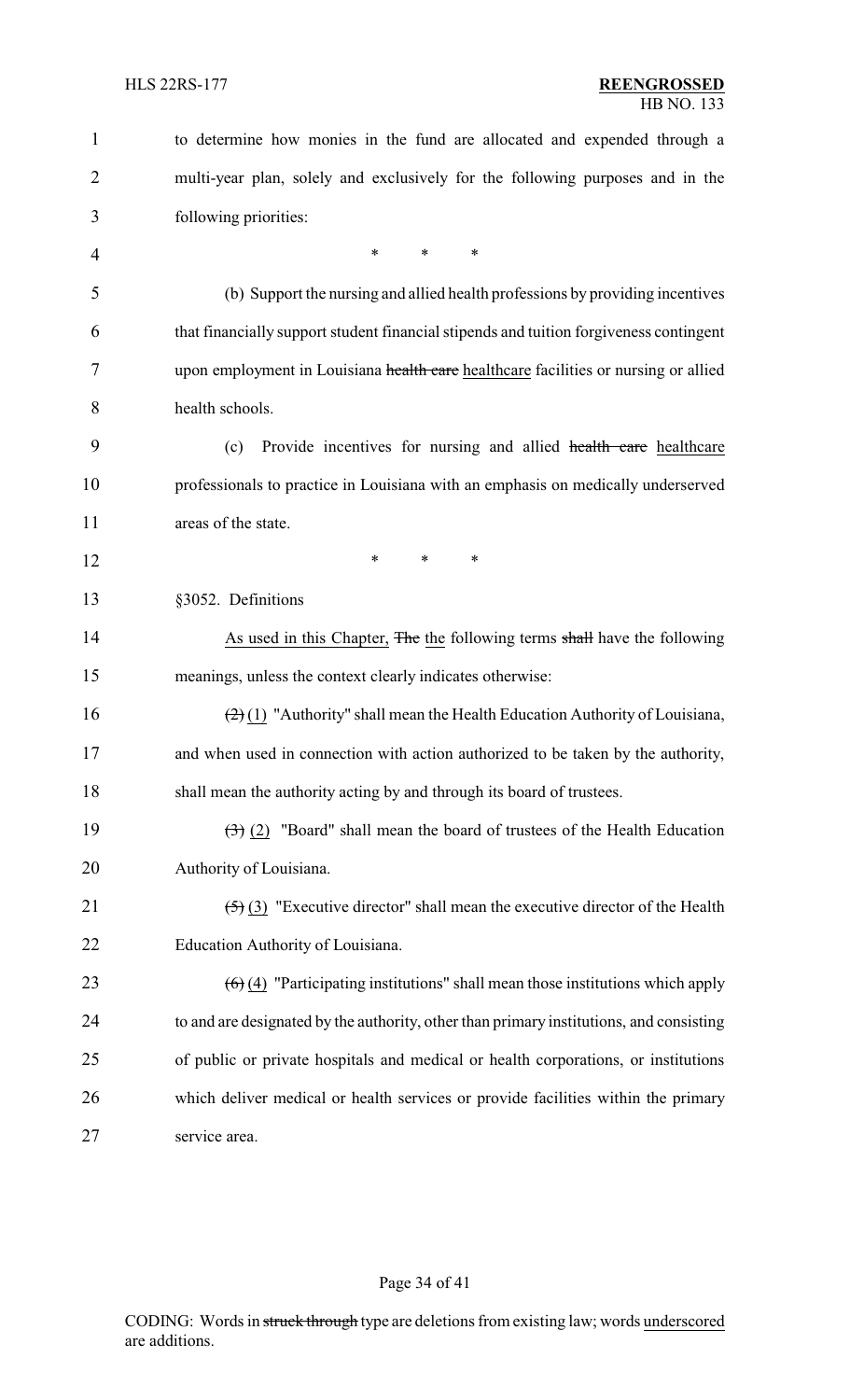to determine how monies in the fund are allocated and expended through a multi-year plan, solely and exclusively for the following purposes and in the following priorities:

\* \* \*

(b) Support the nursing and allied health professions by providing incentives that financially support student financial stipends and tuition forgiveness contingent upon employment in Louisiana ~~health care~~ healthcare facilities or nursing or allied health schools.

(c) Provide incentives for nursing and allied ~~health care~~ healthcare professionals to practice in Louisiana with an emphasis on medically underserved areas of the state.

\* \* \*

§3052. Definitions

As used in this Chapter, ~~The~~ the following terms ~~shall~~ have the following meanings, unless the context clearly indicates otherwise:

~~(2)~~ (1) "Authority" shall mean the Health Education Authority of Louisiana, and when used in connection with action authorized to be taken by the authority, shall mean the authority acting by and through its board of trustees.

~~(3)~~ (2) "Board" shall mean the board of trustees of the Health Education Authority of Louisiana.

~~(5)~~ (3) "Executive director" shall mean the executive director of the Health Education Authority of Louisiana.

~~(6)~~ (4) "Participating institutions" shall mean those institutions which apply to and are designated by the authority, other than primary institutions, and consisting of public or private hospitals and medical or health corporations, or institutions which deliver medical or health services or provide facilities within the primary service area.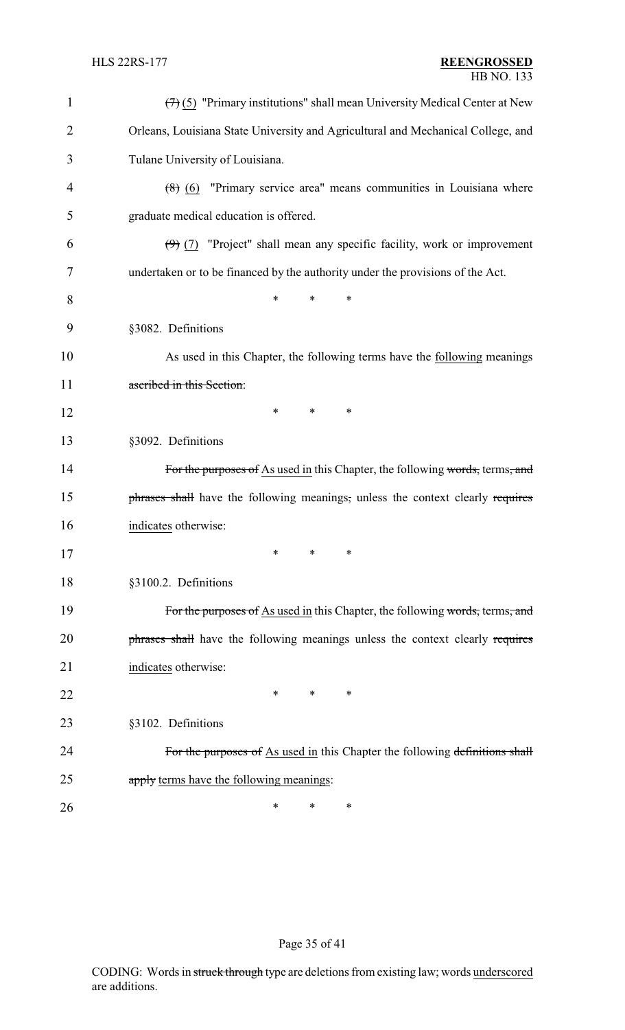~~(7)~~ (5) "Primary institutions" shall mean University Medical Center at New Orleans, Louisiana State University and Agricultural and Mechanical College, and Tulane University of Louisiana.

~~(8)~~ (6) "Primary service area" means communities in Louisiana where graduate medical education is offered.

~~(9)~~ (7) "Project" shall mean any specific facility, work or improvement undertaken or to be financed by the authority under the provisions of the Act.

\* \* \*

§3082. Definitions

As used in this Chapter, the following terms have the following meanings ~~ascribed in this Section~~:

\* \* \*

§3092. Definitions

~~For the purposes of~~ As used in this Chapter, the following ~~words,~~ terms~~, and phrases shall~~ have the following meanings~~,~~ unless the context clearly ~~requires~~ indicates otherwise:

\* \* \*

§3100.2. Definitions

~~For the purposes of~~ As used in this Chapter, the following ~~words,~~ terms~~, and phrases shall~~ have the following meanings unless the context clearly ~~requires~~ indicates otherwise:

\* \* \*

§3102. Definitions

~~For the purposes of~~ As used in this Chapter the following ~~definitions shall apply~~ terms have the following meanings:

\* \* \*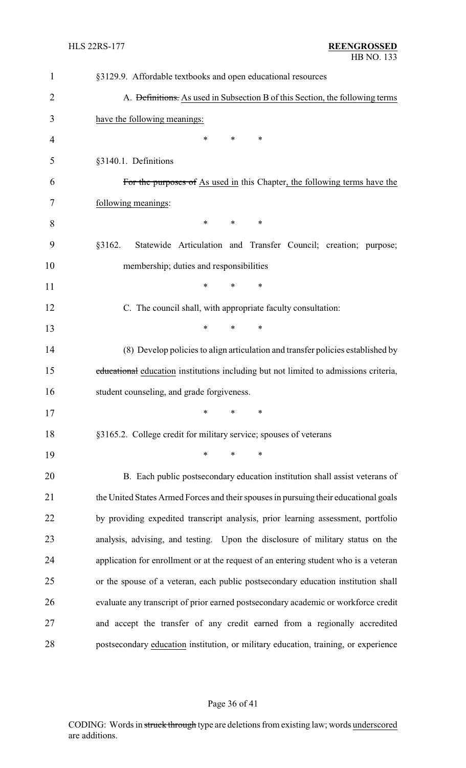§3129.9. Affordable textbooks and open educational resources

A. ~~Definitions.~~ As used in Subsection B of this Section, the following terms have the following meanings:

\* \* \*

§3140.1. Definitions

~~For the purposes of~~ As used in this Chapter, the following terms have the following meanings:

\* \* \*

§3162. Statewide Articulation and Transfer Council; creation; purpose; membership; duties and responsibilities

\* \* \*

C. The council shall, with appropriate faculty consultation:

\* \* \*

(8) Develop policies to align articulation and transfer policies established by ~~educational~~ education institutions including but not limited to admissions criteria, student counseling, and grade forgiveness.

\* \* \*

§3165.2. College credit for military service; spouses of veterans

\* \* \*

B. Each public postsecondary education institution shall assist veterans of the United States Armed Forces and their spouses in pursuing their educational goals by providing expedited transcript analysis, prior learning assessment, portfolio analysis, advising, and testing. Upon the disclosure of military status on the application for enrollment or at the request of an entering student who is a veteran or the spouse of a veteran, each public postsecondary education institution shall evaluate any transcript of prior earned postsecondary academic or workforce credit and accept the transfer of any credit earned from a regionally accredited postsecondary education institution, or military education, training, or experience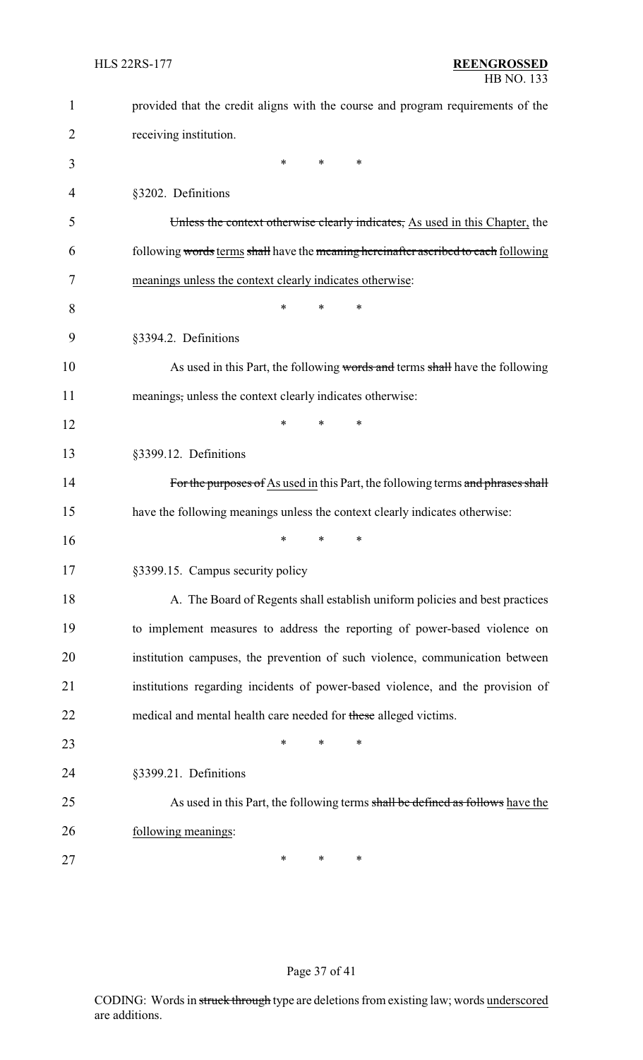provided that the credit aligns with the course and program requirements of the receiving institution.

\* \* \*

§3202. Definitions

~~Unless the context otherwise clearly indicates,~~ As used in this Chapter, the following ~~words~~ terms ~~shall~~ have the ~~meaning hereinafter ascribed to each~~ following meanings unless the context clearly indicates otherwise:

\* \* \*

§3394.2. Definitions

As used in this Part, the following ~~words and~~ terms ~~shall~~ have the following meanings~~,~~ unless the context clearly indicates otherwise:

\* \* \*

§3399.12. Definitions

~~For the purposes of~~ As used in this Part, the following terms ~~and phrases shall~~ have the following meanings unless the context clearly indicates otherwise:

\* \* \*

§3399.15. Campus security policy

A. The Board of Regents shall establish uniform policies and best practices to implement measures to address the reporting of power-based violence on institution campuses, the prevention of such violence, communication between institutions regarding incidents of power-based violence, and the provision of medical and mental health care needed for ~~these~~ alleged victims.

\* \* \*

§3399.21. Definitions

As used in this Part, the following terms ~~shall be defined as follows~~ have the following meanings:

\* \* \*

CODING: Words in ~~struck through~~ type are deletions from existing law; words underscored are additions.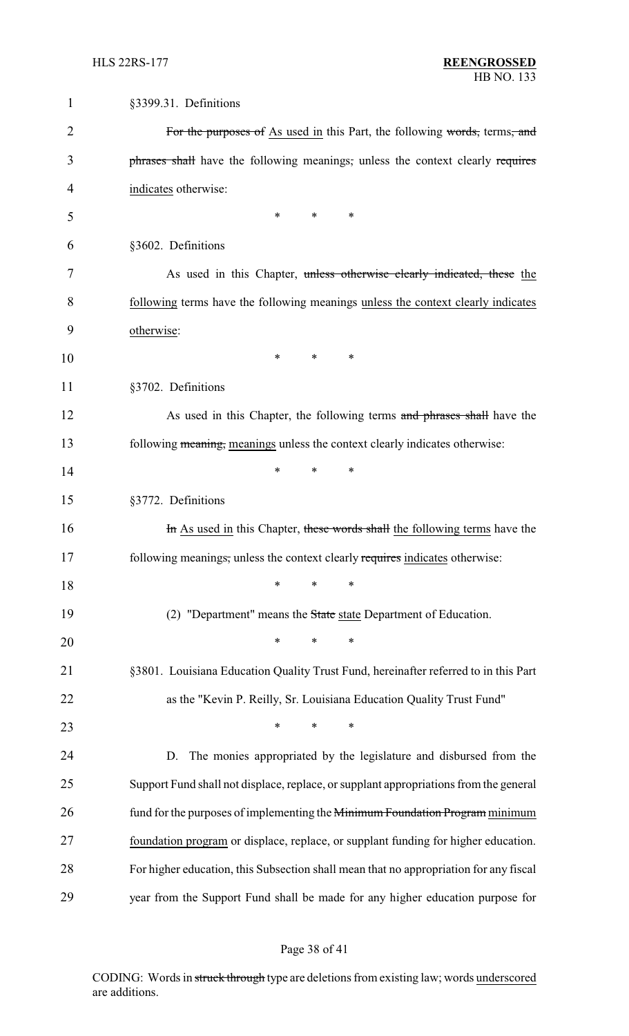§3399.31. Definitions

~~For the purposes of~~ As used in this Part, the following ~~words,~~ terms~~, and phrases shall~~ have the following meanings~~,~~ unless the context clearly ~~requires~~ indicates otherwise:

\* \* \*

§3602. Definitions

As used in this Chapter, ~~unless otherwise clearly indicated, these~~ the following terms have the following meanings unless the context clearly indicates otherwise:

\* \* \*

§3702. Definitions

As used in this Chapter, the following terms ~~and phrases shall~~ have the following ~~meaning,~~ meanings unless the context clearly indicates otherwise:

\* \* \*

§3772. Definitions

~~In~~ As used in this Chapter, ~~these words shall~~ the following terms have the following meanings~~,~~ unless the context clearly ~~requires~~ indicates otherwise:

\* \* \*

(2) "Department" means the ~~State~~ state Department of Education.

\* \* \*

§3801. Louisiana Education Quality Trust Fund, hereinafter referred to in this Part as the "Kevin P. Reilly, Sr. Louisiana Education Quality Trust Fund"

\* \* \*

D. The monies appropriated by the legislature and disbursed from the Support Fund shall not displace, replace, or supplant appropriations from the general fund for the purposes of implementing the ~~Minimum Foundation Program~~ minimum foundation program or displace, replace, or supplant funding for higher education. For higher education, this Subsection shall mean that no appropriation for any fiscal year from the Support Fund shall be made for any higher education purpose for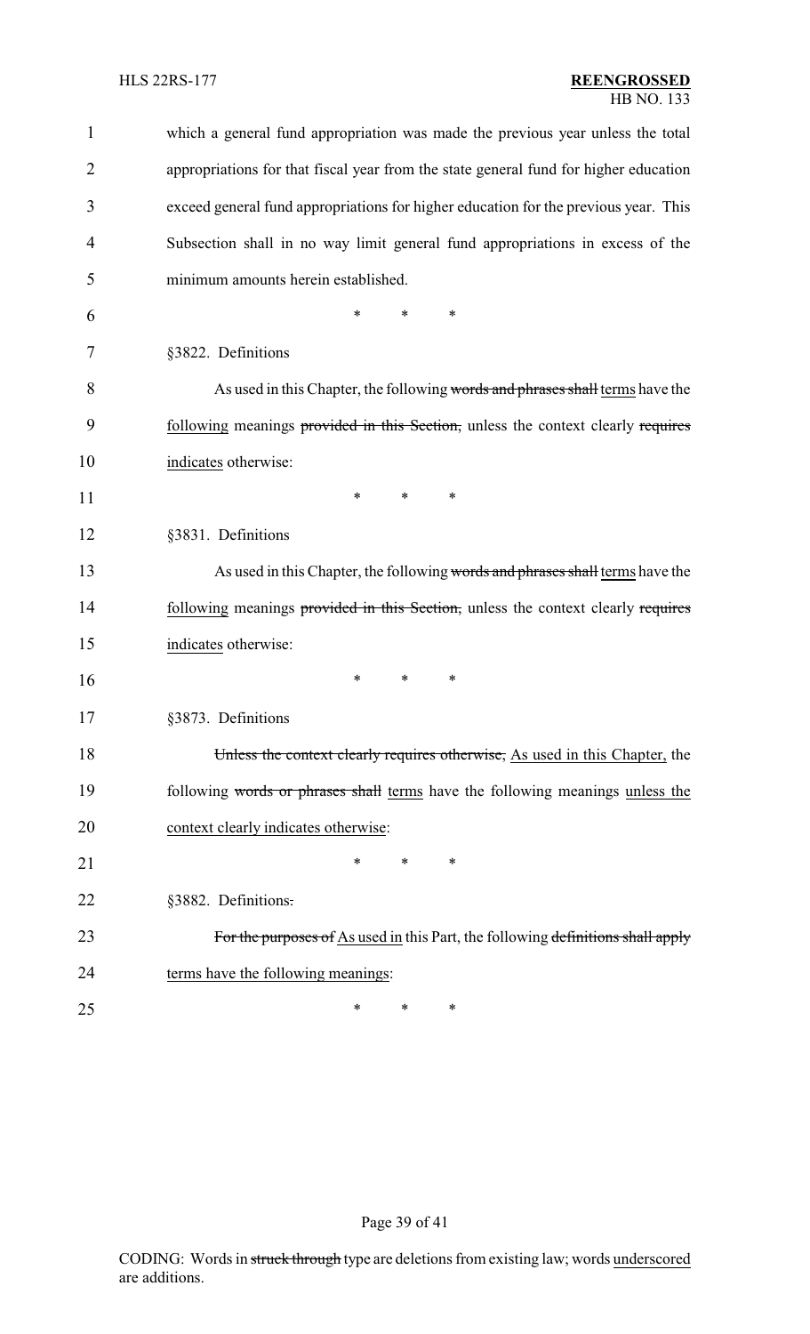which a general fund appropriation was made the previous year unless the total appropriations for that fiscal year from the state general fund for higher education exceed general fund appropriations for higher education for the previous year. This Subsection shall in no way limit general fund appropriations in excess of the minimum amounts herein established.

\* \* \*

§3822. Definitions

As used in this Chapter, the following ~~words and phrases shall~~ terms have the following meanings ~~provided in this Section,~~ unless the context clearly ~~requires~~ indicates otherwise:

\* \* \*

§3831. Definitions

As used in this Chapter, the following ~~words and phrases shall~~ terms have the following meanings ~~provided in this Section,~~ unless the context clearly ~~requires~~ indicates otherwise:

\* \* \*

§3873. Definitions

~~Unless the context clearly requires otherwise,~~ As used in this Chapter, the following ~~words or phrases shall~~ terms have the following meanings unless the context clearly indicates otherwise:

\* \* \*

§3882. Definitions~~.~~

~~For the purposes of~~ As used in this Part, the following ~~definitions shall apply~~ terms have the following meanings:

\* \* \*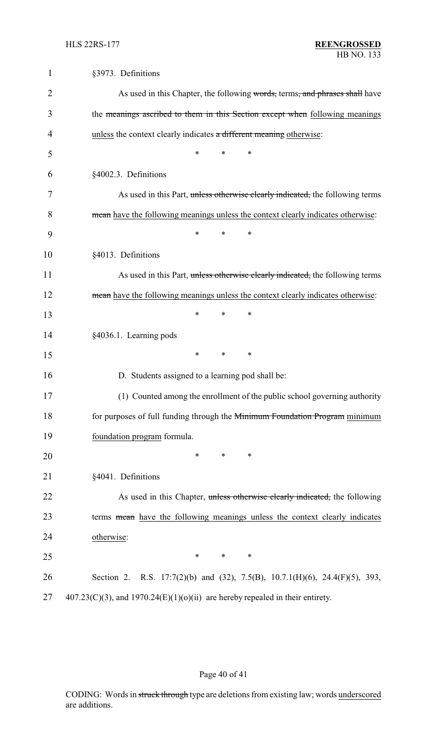§3973. Definitions

As used in this Chapter, the following ~~words,~~ terms~~, and phrases shall~~ have the ~~meanings ascribed to them in this Section except when~~ following meanings unless the context clearly indicates ~~a different meaning~~ otherwise:

\* \* \*

§4002.3. Definitions

As used in this Part, ~~unless otherwise clearly indicated,~~ the following terms ~~mean~~ have the following meanings unless the context clearly indicates otherwise:

\* \* \*

§4013. Definitions

As used in this Part, ~~unless otherwise clearly indicated,~~ the following terms ~~mean~~ have the following meanings unless the context clearly indicates otherwise:

\* \* \*

§4036.1. Learning pods

\* \* \*

D. Students assigned to a learning pod shall be:

(1) Counted among the enrollment of the public school governing authority for purposes of full funding through the ~~Minimum Foundation Program~~ minimum foundation program formula.

\* \* \*

§4041. Definitions

As used in this Chapter, ~~unless otherwise clearly indicated,~~ the following terms ~~mean~~ have the following meanings unless the context clearly indicates otherwise:

\* \* \*

Section 2. R.S. 17:7(2)(b) and (32), 7.5(B), 10.7.1(H)(6), 24.4(F)(5), 393, 407.23(C)(3), and 1970.24(E)(1)(o)(ii) are hereby repealed in their entirety.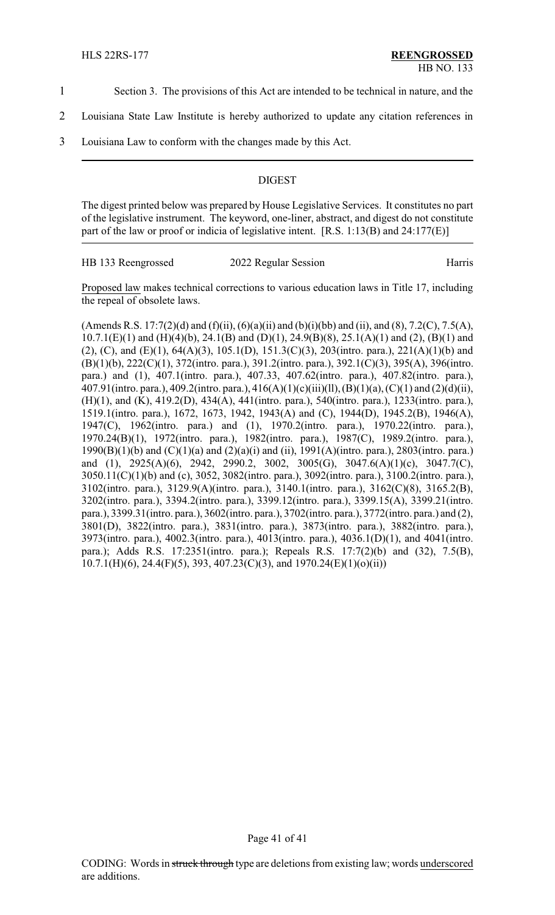1 Section 3. The provisions of this Act are intended to be technical in nature, and the

2 Louisiana State Law Institute is hereby authorized to update any citation references in

3 Louisiana Law to conform with the changes made by this Act.

---

## DIGEST

The digest printed below was prepared by House Legislative Services. It constitutes no part of the legislative instrument. The keyword, one-liner, abstract, and digest do not constitute part of the law or proof or indicia of legislative intent. [R.S. 1:13(B) and 24:177(E)]

---

HB 133 Reengrossed 2022 Regular Session Harris

Proposed law makes technical corrections to various education laws in Title 17, including the repeal of obsolete laws.

(Amends R.S. 17:7(2)(d) and (f)(ii), (6)(a)(ii) and (b)(i)(bb) and (ii), and (8), 7.2(C), 7.5(A), 10.7.1(E)(1) and (H)(4)(b), 24.1(B) and (D)(1), 24.9(B)(8), 25.1(A)(1) and (2), (B)(1) and (2), (C), and (E)(1), 64(A)(3), 105.1(D), 151.3(C)(3), 203(intro. para.), 221(A)(1)(b) and (B)(1)(b), 222(C)(1), 372(intro. para.), 391.2(intro. para.), 392.1(C)(3), 395(A), 396(intro. para.) and (1), 407.1(intro. para.), 407.33, 407.62(intro. para.), 407.82(intro. para.), 407.91(intro. para.), 409.2(intro. para.), 416(A)(1)(c)(iii)(ll), (B)(1)(a), (C)(1) and (2)(d)(ii), (H)(1), and (K), 419.2(D), 434(A), 441(intro. para.), 540(intro. para.), 1233(intro. para.), 1519.1(intro. para.), 1672, 1673, 1942, 1943(A) and (C), 1944(D), 1945.2(B), 1946(A), 1947(C), 1962(intro. para.) and (1), 1970.2(intro. para.), 1970.22(intro. para.), 1970.24(B)(1), 1972(intro. para.), 1982(intro. para.), 1987(C), 1989.2(intro. para.), 1990(B)(1)(b) and (C)(1)(a) and (2)(a)(i) and (ii), 1991(A)(intro. para.), 2803(intro. para.) and (1), 2925(A)(6), 2942, 2990.2, 3002, 3005(G), 3047.6(A)(1)(c), 3047.7(C), 3050.11(C)(1)(b) and (c), 3052, 3082(intro. para.), 3092(intro. para.), 3100.2(intro. para.), 3102(intro. para.), 3129.9(A)(intro. para.), 3140.1(intro. para.), 3162(C)(8), 3165.2(B), 3202(intro. para.), 3394.2(intro. para.), 3399.12(intro. para.), 3399.15(A), 3399.21(intro. para.), 3399.31(intro. para.), 3602(intro. para.), 3702(intro. para.), 3772(intro. para.) and (2), 3801(D), 3822(intro. para.), 3831(intro. para.), 3873(intro. para.), 3882(intro. para.), 3973(intro. para.), 4002.3(intro. para.), 4013(intro. para.), 4036.1(D)(1), and 4041(intro. para.); Adds R.S. 17:2351(intro. para.); Repeals R.S. 17:7(2)(b) and (32), 7.5(B), 10.7.1(H)(6), 24.4(F)(5), 393, 407.23(C)(3), and 1970.24(E)(1)(o)(ii))

CODING: Words in ~~struck through~~ type are deletions from existing law; words underscored are additions.